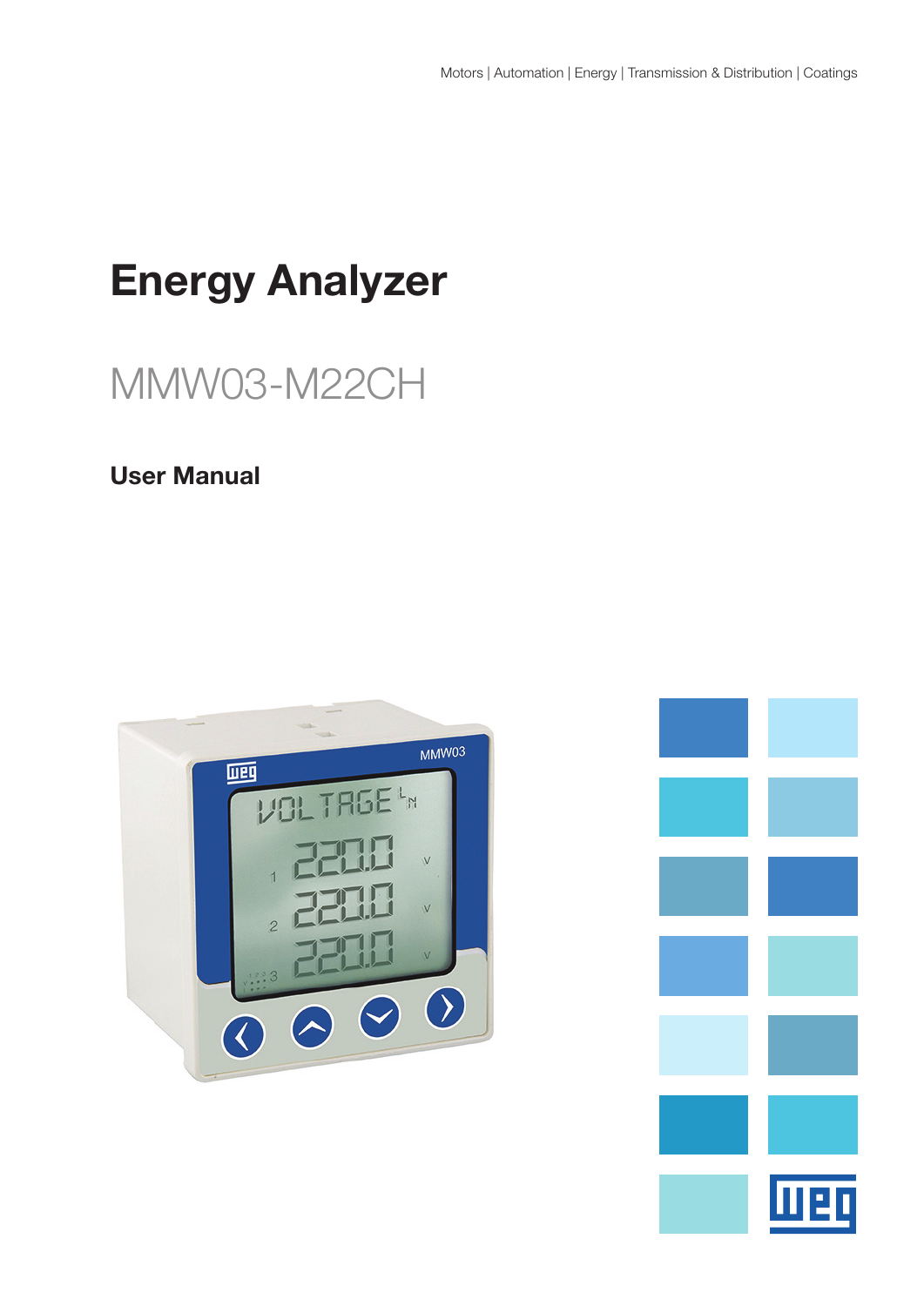Motors | Automation | Energy | Transmission & Distribution | Coatings

# Energy Analyzer

## MMW03-M22CH

### User Manual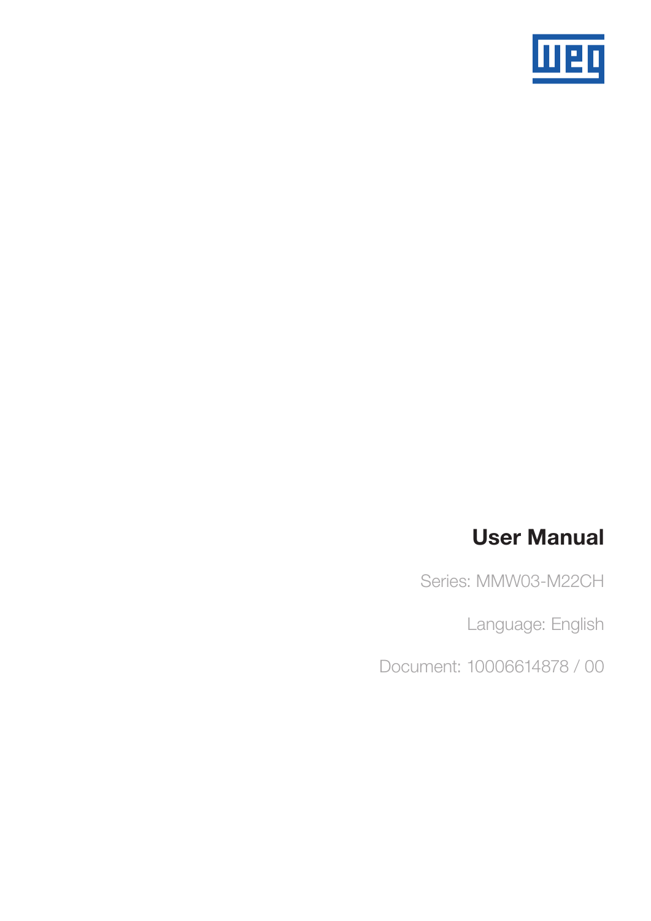# User Manual

Series: MMW03-M22CH

Language: English

Document: 10006614878 / 00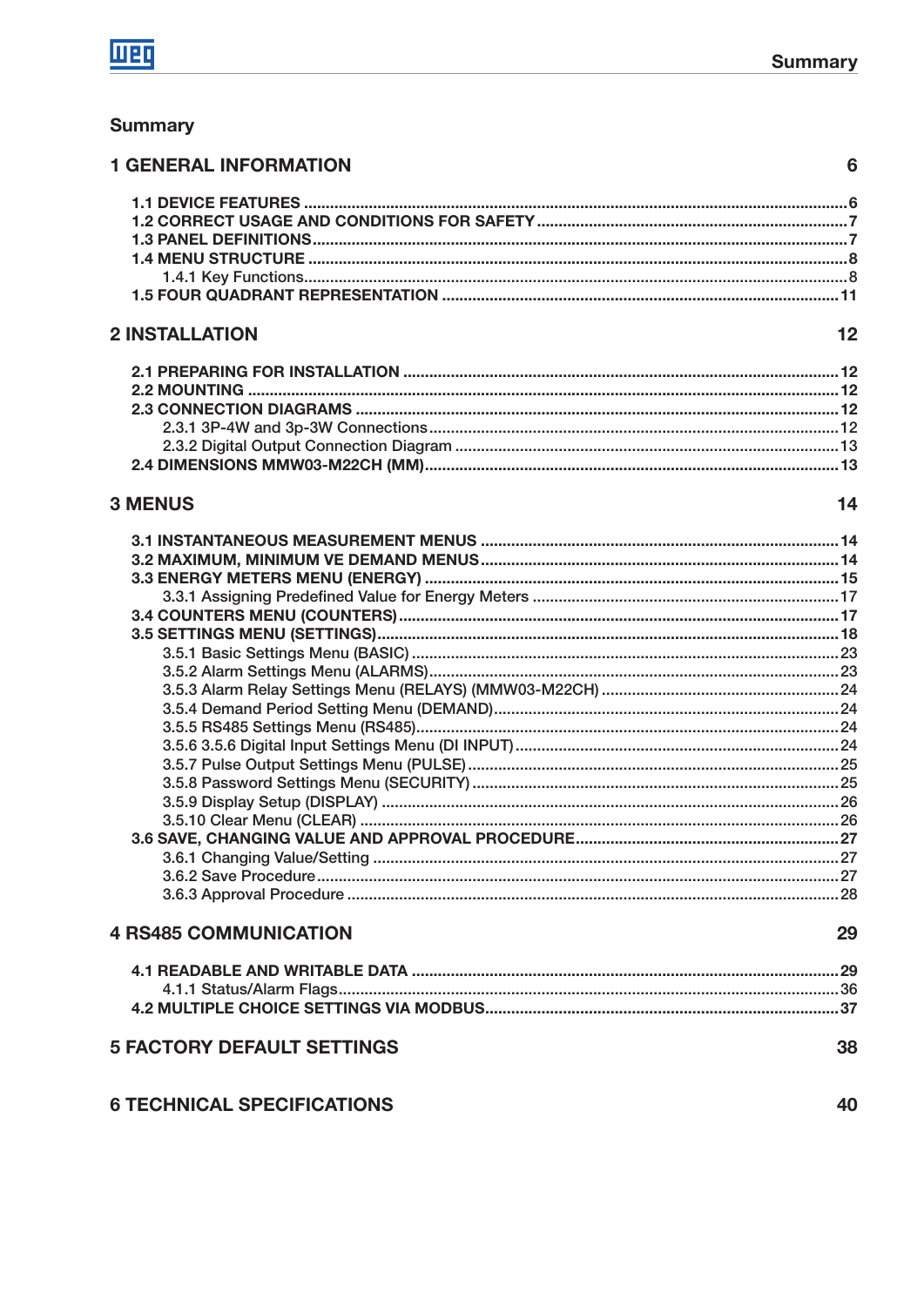## Summary

**1 GENERAL INFORMATION** 6

- **1.1 DEVICE FEATURES** ...6
- **1.2 CORRECT USAGE AND CONDITIONS FOR SAFETY** ...7
- **1.3 PANEL DEFINITIONS** ...7
- **1.4 MENU STRUCTURE** ...8
  - 1.4.1 Key Functions ...8
- **1.5 FOUR QUADRANT REPRESENTATION** ...11

**2 INSTALLATION** 12

- **2.1 PREPARING FOR INSTALLATION** ...12
- **2.2 MOUNTING** ...12
- **2.3 CONNECTION DIAGRAMS** ...12
  - 2.3.1 3P-4W and 3p-3W Connections ...12
  - 2.3.2 Digital Output Connection Diagram ...13
- **2.4 DIMENSIONS MMW03-M22CH (MM)** ...13

**3 MENUS** 14

- **3.1 INSTANTANEOUS MEASUREMENT MENUS** ...14
- **3.2 MAXIMUM, MINIMUM VE DEMAND MENUS** ...14
- **3.3 ENERGY METERS MENU (ENERGY)** ...15
  - 3.3.1 Assigning Predefined Value for Energy Meters ...17
- **3.4 COUNTERS MENU (COUNTERS)** ...17
- **3.5 SETTINGS MENU (SETTINGS)** ...18
  - 3.5.1 Basic Settings Menu (BASIC) ...23
  - 3.5.2 Alarm Settings Menu (ALARMS) ...23
  - 3.5.3 Alarm Relay Settings Menu (RELAYS) (MMW03-M22CH) ...24
  - 3.5.4 Demand Period Setting Menu (DEMAND) ...24
  - 3.5.5 RS485 Settings Menu (RS485) ...24
  - 3.5.6 3.5.6 Digital Input Settings Menu (DI INPUT) ...24
  - 3.5.7 Pulse Output Settings Menu (PULSE) ...25
  - 3.5.8 Password Settings Menu (SECURITY) ...25
  - 3.5.9 Display Setup (DISPLAY) ...26
  - 3.5.10 Clear Menu (CLEAR) ...26
- **3.6 SAVE, CHANGING VALUE AND APPROVAL PROCEDURE** ...27
  - 3.6.1 Changing Value/Setting ...27
  - 3.6.2 Save Procedure ...27
  - 3.6.3 Approval Procedure ...28

**4 RS485 COMMUNICATION** 29

- **4.1 READABLE AND WRITABLE DATA** ...29
  - 4.1.1 Status/Alarm Flags ...36
- **4.2 MULTIPLE CHOICE SETTINGS VIA MODBUS** ...37

**5 FACTORY DEFAULT SETTINGS** 38

**6 TECHNICAL SPECIFICATIONS** 40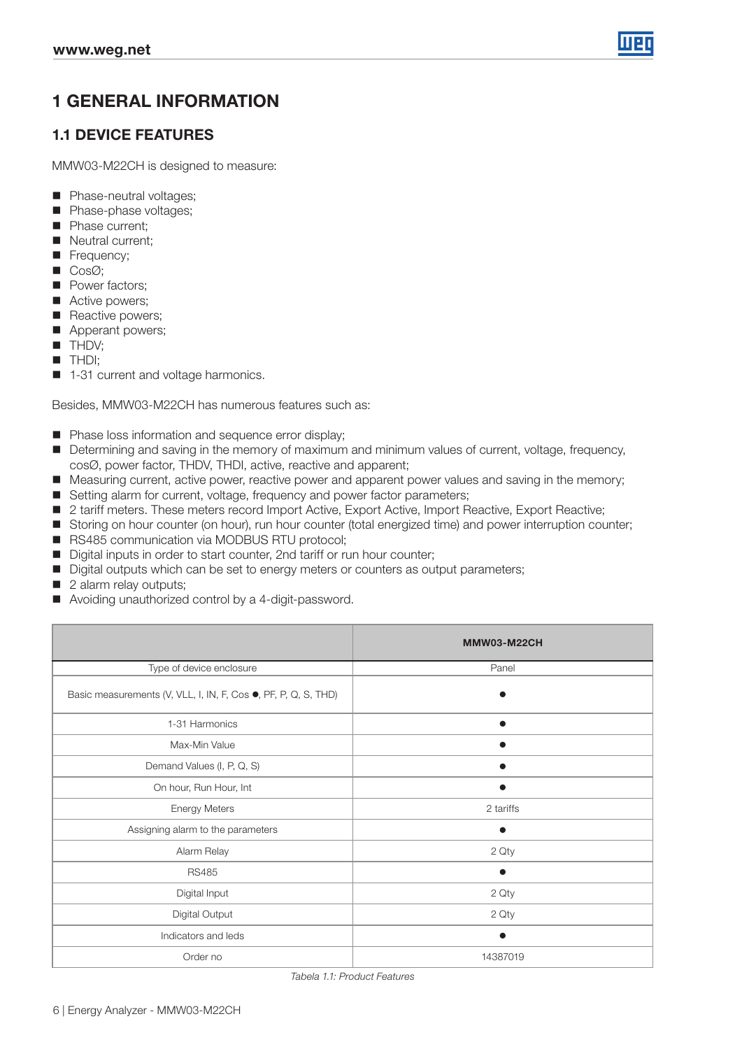# 1 GENERAL INFORMATION

## 1.1 DEVICE FEATURES

MMW03-M22CH is designed to measure:

- Phase-neutral voltages;
- Phase-phase voltages;
- Phase current;
- Neutral current;
- Frequency;
- CosØ;
- Power factors;
- Active powers;
- Reactive powers;
- Apperant powers;
- THDV;
- THDI;
- 1-31 current and voltage harmonics.

Besides, MMW03-M22CH has numerous features such as:

- Phase loss information and sequence error display;
- Determining and saving in the memory of maximum and minimum values of current, voltage, frequency, cosØ, power factor, THDV, THDI, active, reactive and apparent;
- Measuring current, active power, reactive power and apparent power values and saving in the memory;
- Setting alarm for current, voltage, frequency and power factor parameters;
- 2 tariff meters. These meters record Import Active, Export Active, Import Reactive, Export Reactive;
- Storing on hour counter (on hour), run hour counter (total energized time) and power interruption counter;
- RS485 communication via MODBUS RTU protocol;
- Digital inputs in order to start counter, 2nd tariff or run hour counter;
- Digital outputs which can be set to energy meters or counters as output parameters;
- 2 alarm relay outputs;
- Avoiding unauthorized control by a 4-digit-password.

| | MMW03-M22CH |
|---|---|
| Type of device enclosure | Panel |
| Basic measurements (V, VLL, I, IN, F, Cos ●, PF, P, Q, S, THD) | ● |
| 1-31 Harmonics | ● |
| Max-Min Value | ● |
| Demand Values (I, P, Q, S) | ● |
| On hour, Run Hour, Int | ● |
| Energy Meters | 2 tariffs |
| Assigning alarm to the parameters | ● |
| Alarm Relay | 2 Qty |
| RS485 | ● |
| Digital Input | 2 Qty |
| Digital Output | 2 Qty |
| Indicators and leds | ● |
| Order no | 14387019 |

*Tabela 1.1: Product Features*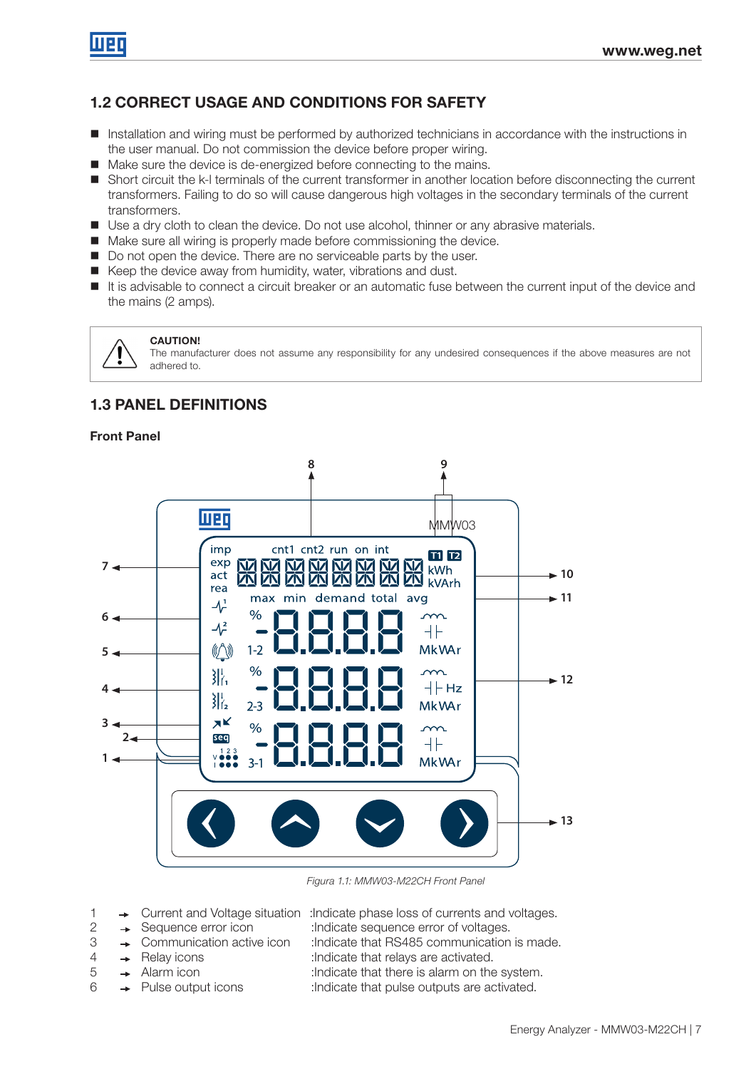## 1.2 CORRECT USAGE AND CONDITIONS FOR SAFETY

- Installation and wiring must be performed by authorized technicians in accordance with the instructions in the user manual. Do not commission the device before proper wiring.
- Make sure the device is de-energized before connecting to the mains.
- Short circuit the k-l terminals of the current transformer in another location before disconnecting the current transformers. Failing to do so will cause dangerous high voltages in the secondary terminals of the current transformers.
- Use a dry cloth to clean the device. Do not use alcohol, thinner or any abrasive materials.
- Make sure all wiring is properly made before commissioning the device.
- Do not open the device. There are no serviceable parts by the user.
- Keep the device away from humidity, water, vibrations and dust.
- It is advisable to connect a circuit breaker or an automatic fuse between the current input of the device and the mains (2 amps).

**CAUTION!**
The manufacturer does not assume any responsibility for any undesired consequences if the above measures are not adhered to.

## 1.3 PANEL DEFINITIONS

**Front Panel**

*Figura 1.1: MMW03-M22CH Front Panel*

| | | | |
|---|---|---|---|
| 1 | → | Current and Voltage situation | :Indicate phase loss of currents and voltages. |
| 2 | → | Sequence error icon | :Indicate sequence error of voltages. |
| 3 | → | Communication active icon | :Indicate that RS485 communication is made. |
| 4 | → | Relay icons | :Indicate that relays are activated. |
| 5 | → | Alarm icon | :Indicate that there is alarm on the system. |
| 6 | → | Pulse output icons | :Indicate that pulse outputs are activated. |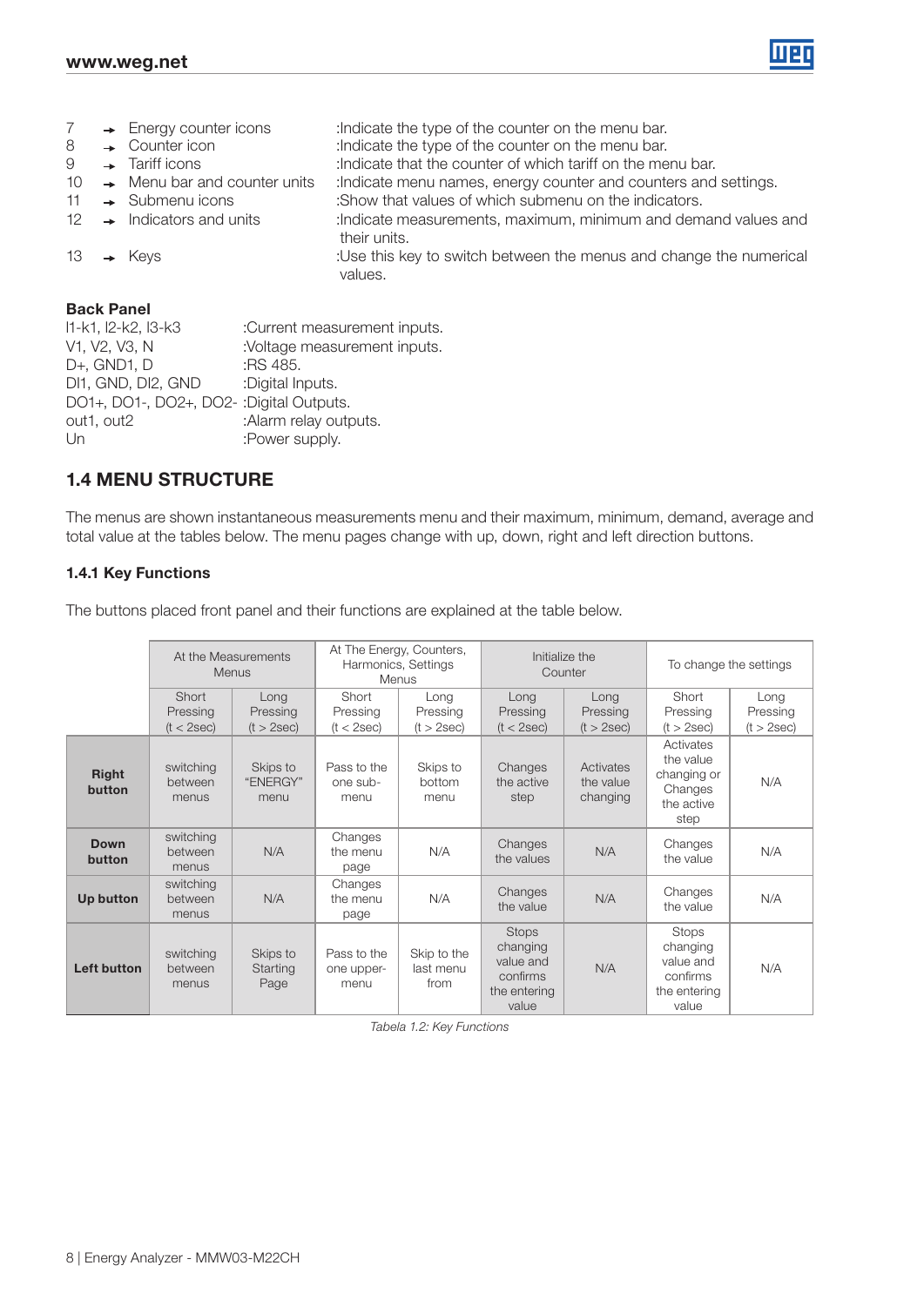7 → Energy counter icons :Indicate the type of the counter on the menu bar.
8 → Counter icon :Indicate the type of the counter on the menu bar.
9 → Tariff icons :Indicate that the counter of which tariff on the menu bar.
10 → Menu bar and counter units :Indicate menu names, energy counter and counters and settings.
11 → Submenu icons :Show that values of which submenu on the indicators.
12 → Indicators and units :Indicate measurements, maximum, minimum and demand values and their units.
13 → Keys :Use this key to switch between the menus and change the numerical values.

**Back Panel**

I1-k1, I2-k2, I3-k3 :Current measurement inputs.
V1, V2, V3, N :Voltage measurement inputs.
D+, GND1, D :RS 485.
DI1, GND, DI2, GND :Digital Inputs.
DO1+, DO1-, DO2+, DO2- :Digital Outputs.
out1, out2 :Alarm relay outputs.
Un :Power supply.

## 1.4 MENU STRUCTURE

The menus are shown instantaneous measurements menu and their maximum, minimum, demand, average and total value at the tables below. The menu pages change with up, down, right and left direction buttons.

### 1.4.1 Key Functions

The buttons placed front panel and their functions are explained at the table below.

| | At the Measurements Menus | | At The Energy, Counters, Harmonics, Settings Menus | | Initialize the Counter | | To change the settings | |
|---|---|---|---|---|---|---|---|---|
| | Short Pressing (t < 2sec) | Long Pressing (t > 2sec) | Short Pressing (t < 2sec) | Long Pressing (t > 2sec) | Long Pressing (t < 2sec) | Long Pressing (t > 2sec) | Short Pressing (t > 2sec) | Long Pressing (t > 2sec) |
| **Right button** | switching between menus | Skips to "ENERGY" menu | Pass to the one sub-menu | Skips to bottom menu | Changes the active step | Activates the value changing | Activates the value changing or Changes the active step | N/A |
| **Down button** | switching between menus | N/A | Changes the menu page | N/A | Changes the values | N/A | Changes the value | N/A |
| **Up button** | switching between menus | N/A | Changes the menu page | N/A | Changes the value | N/A | Changes the value | N/A |
| **Left button** | switching between menus | Skips to Starting Page | Pass to the one upper-menu | Skip to the last menu from | Stops changing value and confirms the entering value | N/A | Stops changing value and confirms the entering value | N/A |

*Tabela 1.2: Key Functions*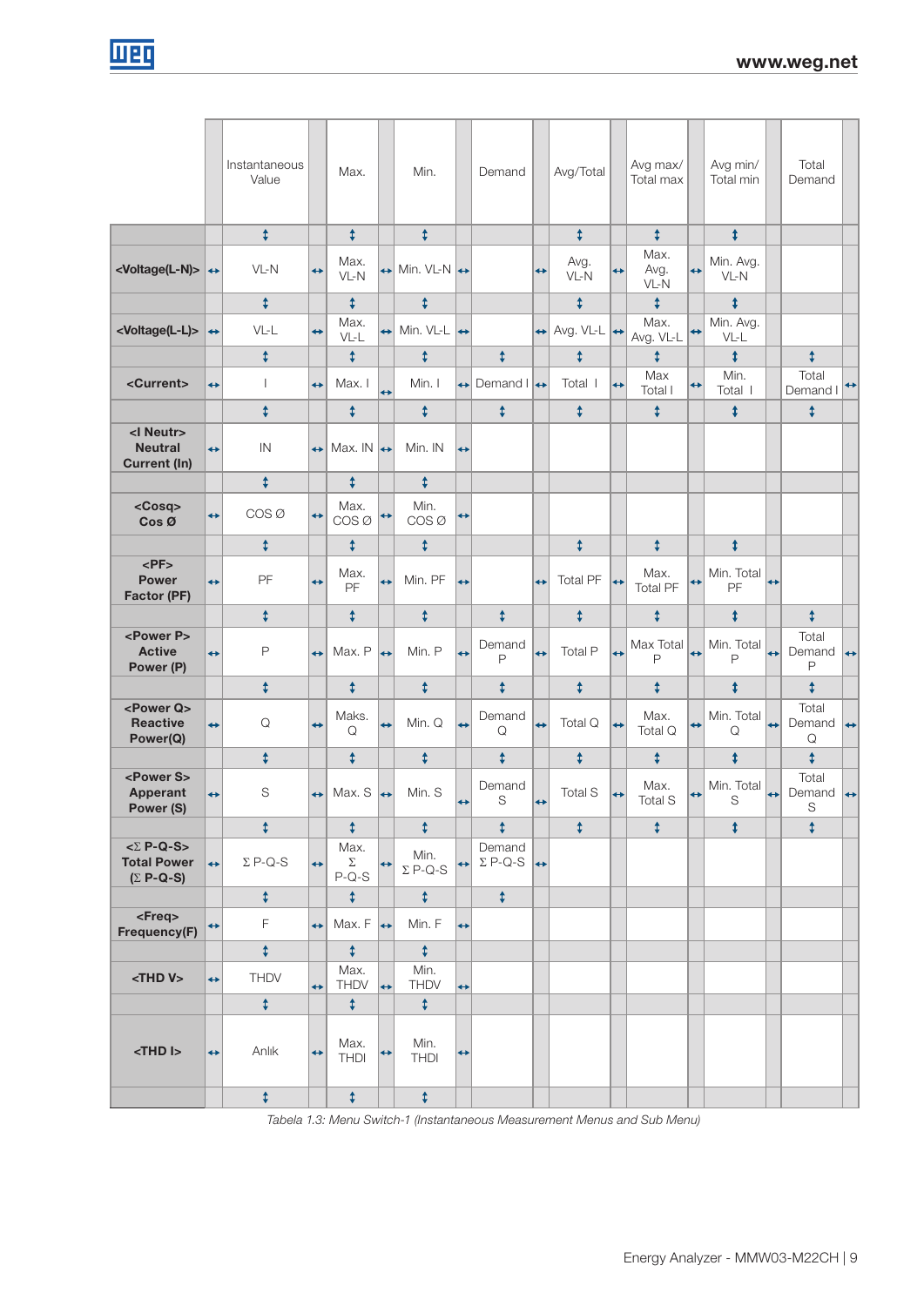| | Instantaneous Value | Max. | Min. | Demand | Avg/Total | Avg max/ Total max | Avg min/ Total min | Total Demand |
|---|---|---|---|---|---|---|---|---|
| <Voltage(L-N)> | VL-N | Max. VL-N | Min. VL-N | | Avg. VL-N | Max. Avg. VL-N | Min. Avg. VL-N | |
| <Voltage(L-L)> | VL-L | Max. VL-L | Min. VL-L | | Avg. VL-L | Max. Avg. VL-L | Min. Avg. VL-L | |
| <Current> | I | Max. I | Min. I | Demand I | Total I | Max Total I | Min. Total I | Total Demand I |
| <I Neutr> Neutral Current (In) | IN | Max. IN | Min. IN | | | | | |
| <Cosφ> Cos Ø | COS Ø | Max. COS Ø | Min. COS Ø | | | | | |
| <PF> Power Factor (PF) | PF | Max. PF | Min. PF | | Total PF | Max. Total PF | Min. Total PF | |
| <Power P> Active Power (P) | P | Max. P | Min. P | Demand P | Total P | Max Total P | Min. Total P | Total Demand P |
| <Power Q> Reactive Power(Q) | Q | Maks. Q | Min. Q | Demand Q | Total Q | Max. Total Q | Min. Total Q | Total Demand Q |
| <Power S> Apperant Power (S) | S | Max. S | Min. S | Demand S | Total S | Max. Total S | Min. Total S | Total Demand S |
| <Σ P-Q-S> Total Power (Σ P-Q-S) | Σ P-Q-S | Max. Σ P-Q-S | Min. Σ P-Q-S | Demand Σ P-Q-S | | | | |
| <Freq> Frequency(F) | F | Max. F | Min. F | | | | | |
| <THD V> | THDV | Max. THDV | Min. THDV | | | | | |
| <THD I> | Anlık | Max. THDI | Min. THDI | | | | | |

*Tabela 1.3: Menu Switch-1 (Instantaneous Measurement Menus and Sub Menu)*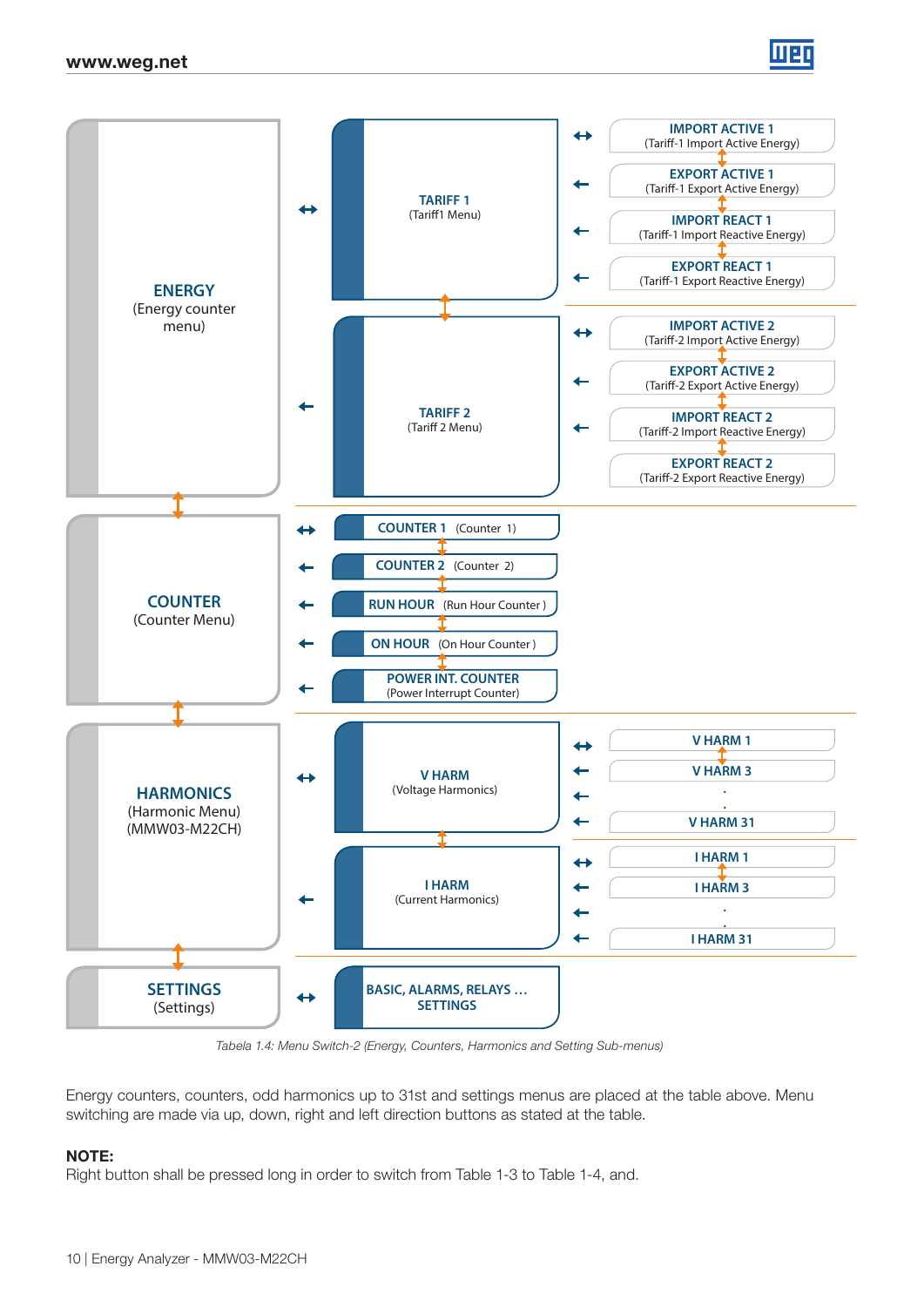| Menu | | Sub-menu | | Items |
|---|---|---|---|---|
| **ENERGY** (Energy counter menu) | ↔ | **TARIFF 1** (Tariff1 Menu) | ↔ | **IMPORT ACTIVE 1** (Tariff-1 Import Active Energy) |
| | | | ← | **EXPORT ACTIVE 1** (Tariff-1 Export Active Energy) |
| | | | ← | **IMPORT REACT 1** (Tariff-1 Import Reactive Energy) |
| | | | ← | **EXPORT REACT 1** (Tariff-1 Export Reactive Energy) |
| | ← | **TARIFF 2** (Tariff 2 Menu) | ↔ | **IMPORT ACTIVE 2** (Tariff-2 Import Active Energy) |
| | | | ← | **EXPORT ACTIVE 2** (Tariff-2 Export Active Energy) |
| | | | ← | **IMPORT REACT 2** (Tariff-2 Import Reactive Energy) |
| | | | ← | **EXPORT REACT 2** (Tariff-2 Export Reactive Energy) |
| **COUNTER** (Counter Menu) | ↔ | **COUNTER 1** (Counter 1) | | |
| | ← | **COUNTER 2** (Counter 2) | | |
| | ← | **RUN HOUR** (Run Hour Counter) | | |
| | ← | **ON HOUR** (On Hour Counter) | | |
| | ← | **POWER INT. COUNTER** (Power Interrupt Counter) | | |
| **HARMONICS** (Harmonic Menu) (MMW03-M22CH) | ↔ | **V HARM** (Voltage Harmonics) | ↔ | **V HARM 1** |
| | | | ← | **V HARM 3** |
| | | | ← | . |
| | | | ← | **V HARM 31** |
| | ← | **I HARM** (Current Harmonics) | ↔ | **I HARM 1** |
| | | | ← | **I HARM 3** |
| | | | ← | . |
| | | | ← | **I HARM 31** |
| **SETTINGS** (Settings) | ↔ | **BASIC, ALARMS, RELAYS ... SETTINGS** | | |

*Tabela 1.4: Menu Switch-2 (Energy, Counters, Harmonics and Setting Sub-menus)*

Energy counters, counters, odd harmonics up to 31st and settings menus are placed at the table above. Menu switching are made via up, down, right and left direction buttons as stated at the table.

**NOTE:**
Right button shall be pressed long in order to switch from Table 1-3 to Table 1-4, and.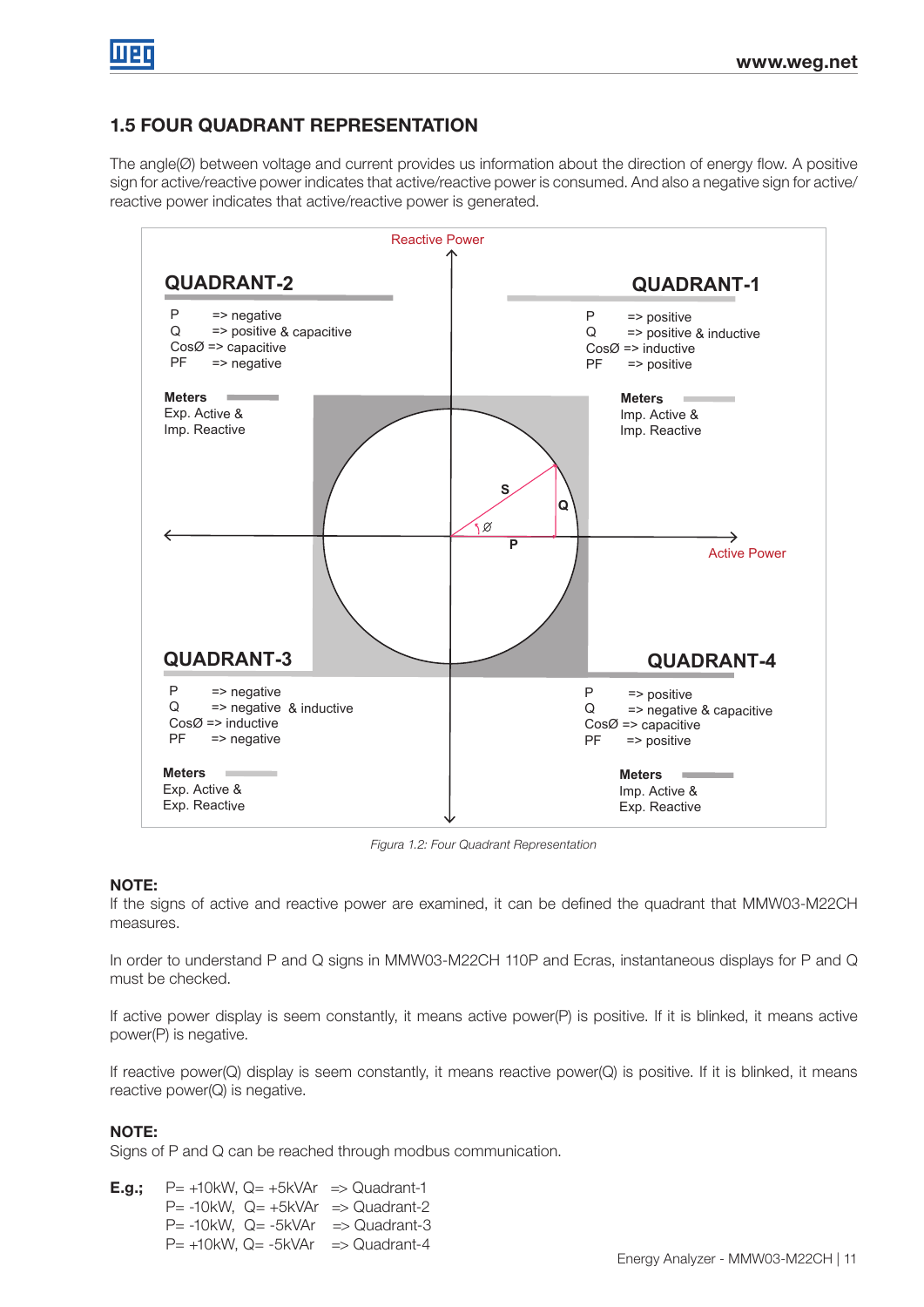## 1.5 FOUR QUADRANT REPRESENTATION

The angle(Ø) between voltage and current provides us information about the direction of energy flow. A positive sign for active/reactive power indicates that active/reactive power is consumed. And also a negative sign for active/reactive power indicates that active/reactive power is generated.

Reactive Power

**QUADRANT-2**

P => negative
Q => positive & capacitive
CosØ => capacitive
PF => negative

**Meters**
Exp. Active &
Imp. Reactive

**QUADRANT-1**

P => positive
Q => positive & inductive
CosØ => inductive
PF => positive

**Meters**
Imp. Active &
Imp. Reactive

S Q Ø P

Active Power

**QUADRANT-3**

P => negative
Q => negative & inductive
CosØ => inductive
PF => negative

**Meters**
Exp. Active &
Exp. Reactive

**QUADRANT-4**

P => positive
Q => negative & capacitive
CosØ => capacitive
PF => positive

**Meters**
Imp. Active &
Exp. Reactive

*Figura 1.2: Four Quadrant Representation*

**NOTE:**
If the signs of active and reactive power are examined, it can be defined the quadrant that MMW03-M22CH measures.

In order to understand P and Q signs in MMW03-M22CH 110P and Ecras, instantaneous displays for P and Q must be checked.

If active power display is seem constantly, it means active power(P) is positive. If it is blinked, it means active power(P) is negative.

If reactive power(Q) display is seem constantly, it means reactive power(Q) is positive. If it is blinked, it means reactive power(Q) is negative.

**NOTE:**
Signs of P and Q can be reached through modbus communication.

**E.g.;** P= +10kW, Q= +5kVAr => Quadrant-1
P= -10kW, Q= +5kVAr => Quadrant-2
P= -10kW, Q= -5kVAr => Quadrant-3
P= +10kW, Q= -5kVAr => Quadrant-4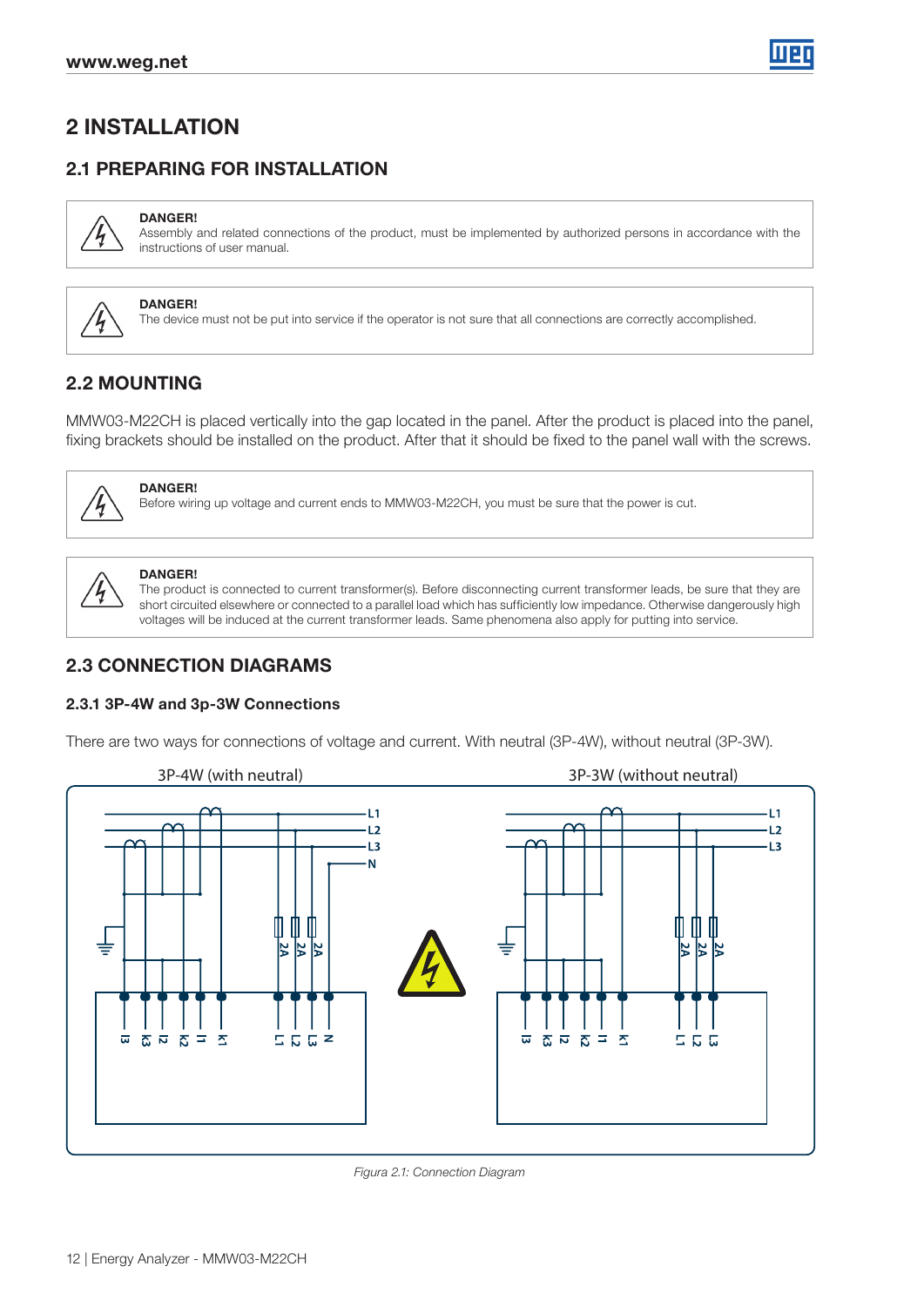# 2 INSTALLATION

## 2.1 PREPARING FOR INSTALLATION

**DANGER!**
Assembly and related connections of the product, must be implemented by authorized persons in accordance with the instructions of user manual.

**DANGER!**
The device must not be put into service if the operator is not sure that all connections are correctly accomplished.

## 2.2 MOUNTING

MMW03-M22CH is placed vertically into the gap located in the panel. After the product is placed into the panel, fixing brackets should be installed on the product. After that it should be fixed to the panel wall with the screws.

**DANGER!**
Before wiring up voltage and current ends to MMW03-M22CH, you must be sure that the power is cut.

**DANGER!**
The product is connected to current transformer(s). Before disconnecting current transformer leads, be sure that they are short circuited elsewhere or connected to a parallel load which has sufficiently low impedance. Otherwise dangerously high voltages will be induced at the current transformer leads. Same phenomena also apply for putting into service.

## 2.3 CONNECTION DIAGRAMS

### 2.3.1 3P-4W and 3p-3W Connections

There are two ways for connections of voltage and current. With neutral (3P-4W), without neutral (3P-3W).

3P-4W (with neutral) 3P-3W (without neutral)

L1 L2 L3 N 2A 2A 2A l3 k3 l2 k2 l1 k1 L1 L2 L3 N

L1 L2 L3 2A 2A 2A l3 k3 l2 k2 l1 k1 L1 L2 L3

*Figura 2.1: Connection Diagram*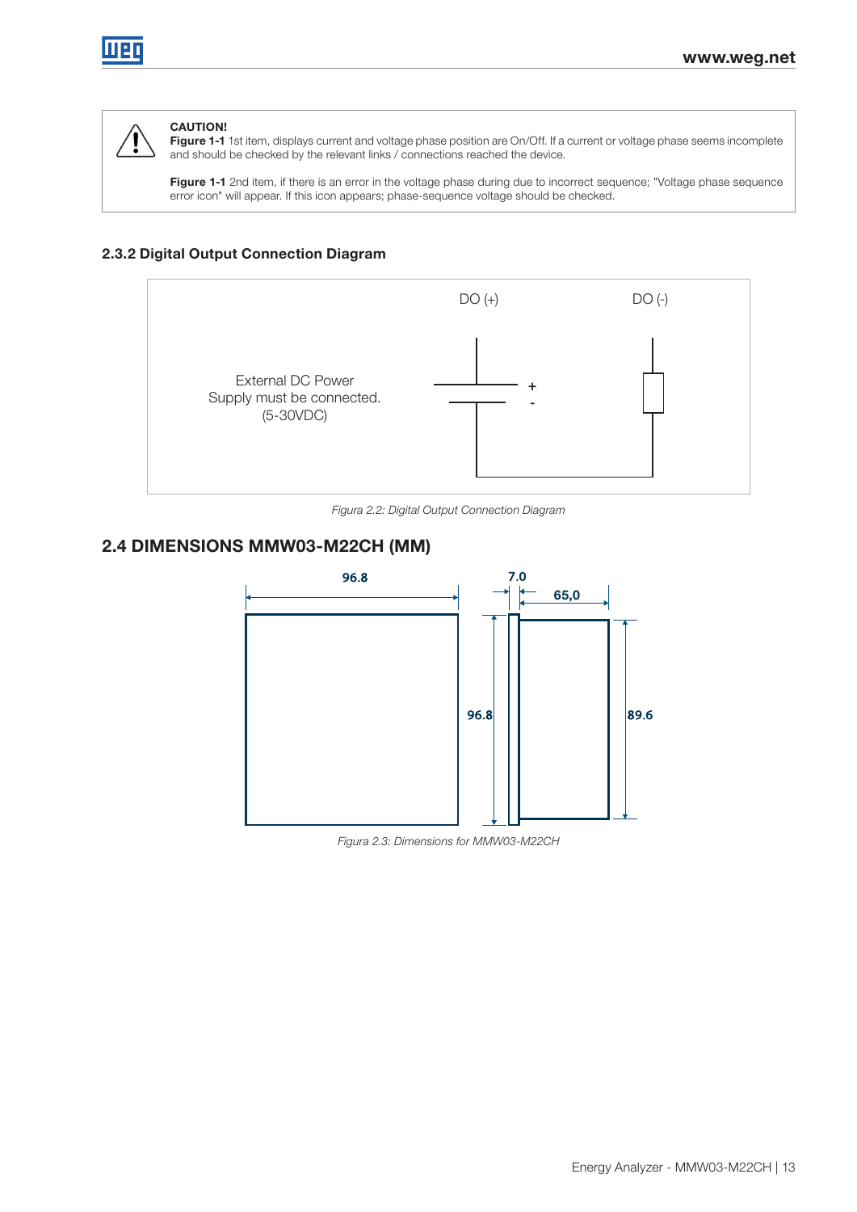**CAUTION!**

**Figure 1-1** 1st item, displays current and voltage phase position are On/Off. If a current or voltage phase seems incomplete and should be checked by the relevant links / connections reached the device.

**Figure 1-1** 2nd item, if there is an error in the voltage phase during due to incorrect sequence; "Voltage phase sequence error icon" will appear. If this icon appears; phase-sequence voltage should be checked.

### 2.3.2 Digital Output Connection Diagram

DO (+) DO (-)

External DC Power Supply must be connected. (5-30VDC)

*Figura 2.2: Digital Output Connection Diagram*

## 2.4 DIMENSIONS MMW03-M22CH (MM)

96.8 | 7.0 | 65,0 | 96.8 | 89.6

*Figura 2.3: Dimensions for MMW03-M22CH*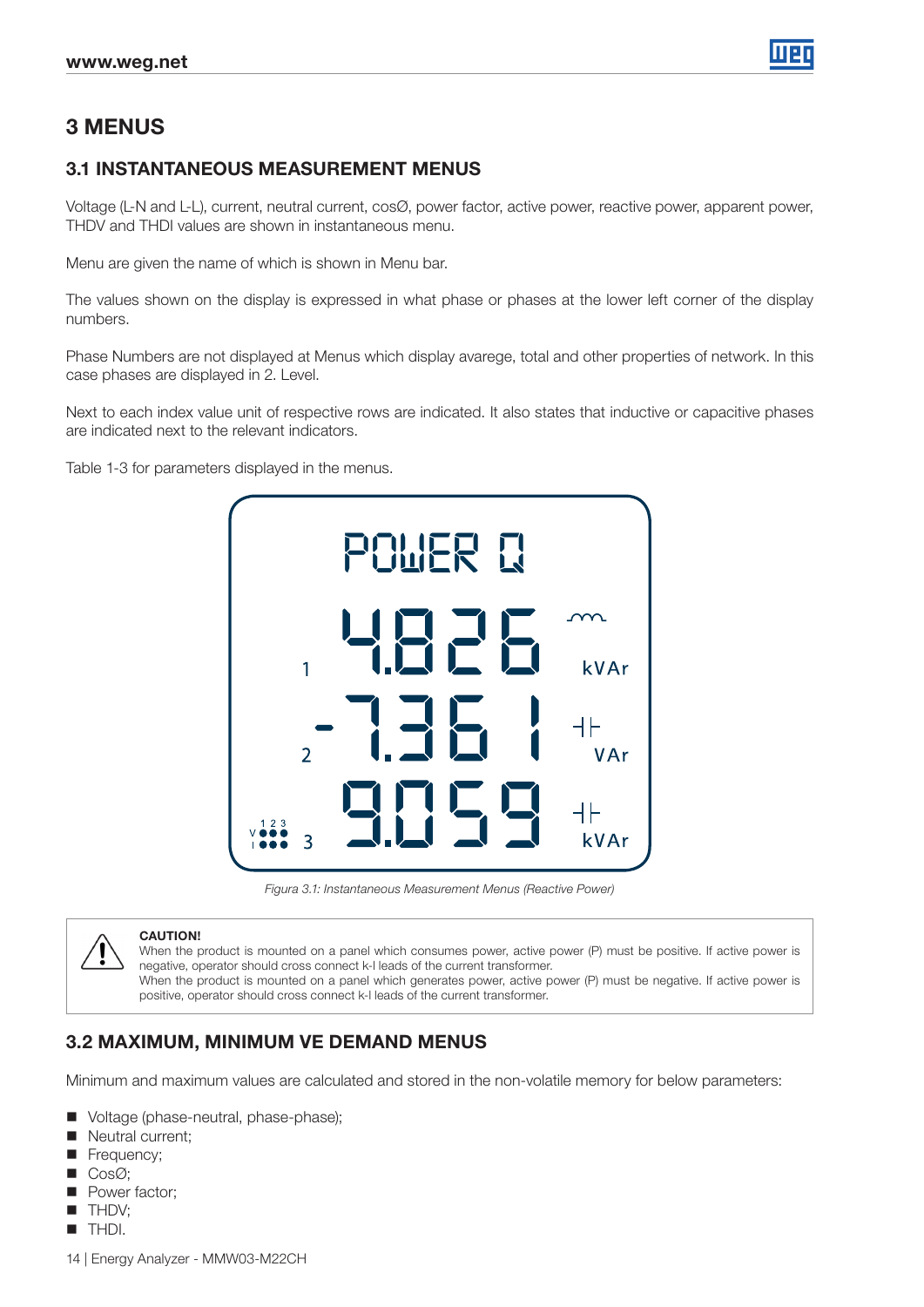# 3 MENUS

## 3.1 INSTANTANEOUS MEASUREMENT MENUS

Voltage (L-N and L-L), current, neutral current, cosØ, power factor, active power, reactive power, apparent power, THDV and THDI values are shown in instantaneous menu.

Menu are given the name of which is shown in Menu bar.

The values shown on the display is expressed in what phase or phases at the lower left corner of the display numbers.

Phase Numbers are not displayed at Menus which display avarege, total and other properties of network. In this case phases are displayed in 2. Level.

Next to each index value unit of respective rows are indicated. It also states that inductive or capacitive phases are indicated next to the relevant indicators.

Table 1-3 for parameters displayed in the menus.

*Figura 3.1: Instantaneous Measurement Menus (Reactive Power)*

**CAUTION!**
When the product is mounted on a panel which consumes power, active power (P) must be positive. If active power is negative, operator should cross connect k-l leads of the current transformer.
When the product is mounted on a panel which generates power, active power (P) must be negative. If active power is positive, operator should cross connect k-l leads of the current transformer.

## 3.2 MAXIMUM, MINIMUM VE DEMAND MENUS

Minimum and maximum values are calculated and stored in the non-volatile memory for below parameters:

- Voltage (phase-neutral, phase-phase);
- Neutral current;
- Frequency;
- CosØ;
- Power factor;
- THDV;
- THDI.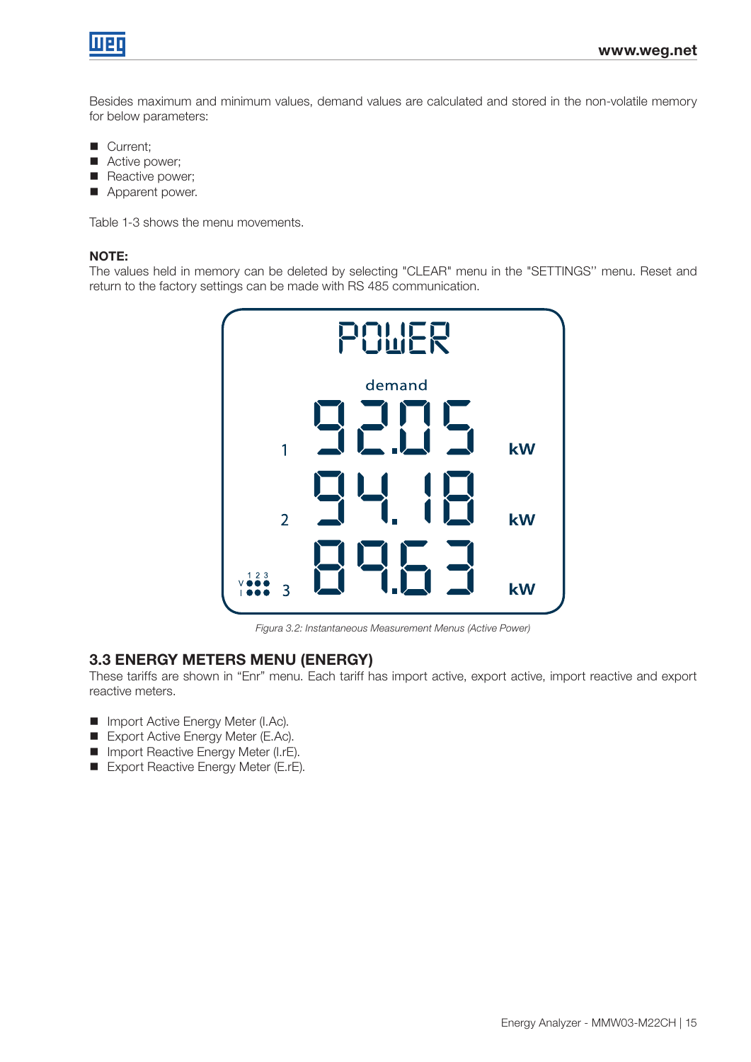Besides maximum and minimum values, demand values are calculated and stored in the non-volatile memory for below parameters:

- Current;
- Active power;
- Reactive power;
- Apparent power.

Table 1-3 shows the menu movements.

**NOTE:**
The values held in memory can be deleted by selecting "CLEAR" menu in the "SETTINGS" menu. Reset and return to the factory settings can be made with RS 485 communication.

*Figura 3.2: Instantaneous Measurement Menus (Active Power)*

## 3.3 ENERGY METERS MENU (ENERGY)

These tariffs are shown in "Enr" menu. Each tariff has import active, export active, import reactive and export reactive meters.

- Import Active Energy Meter (I.Ac).
- Export Active Energy Meter (E.Ac).
- Import Reactive Energy Meter (I.rE).
- Export Reactive Energy Meter (E.rE).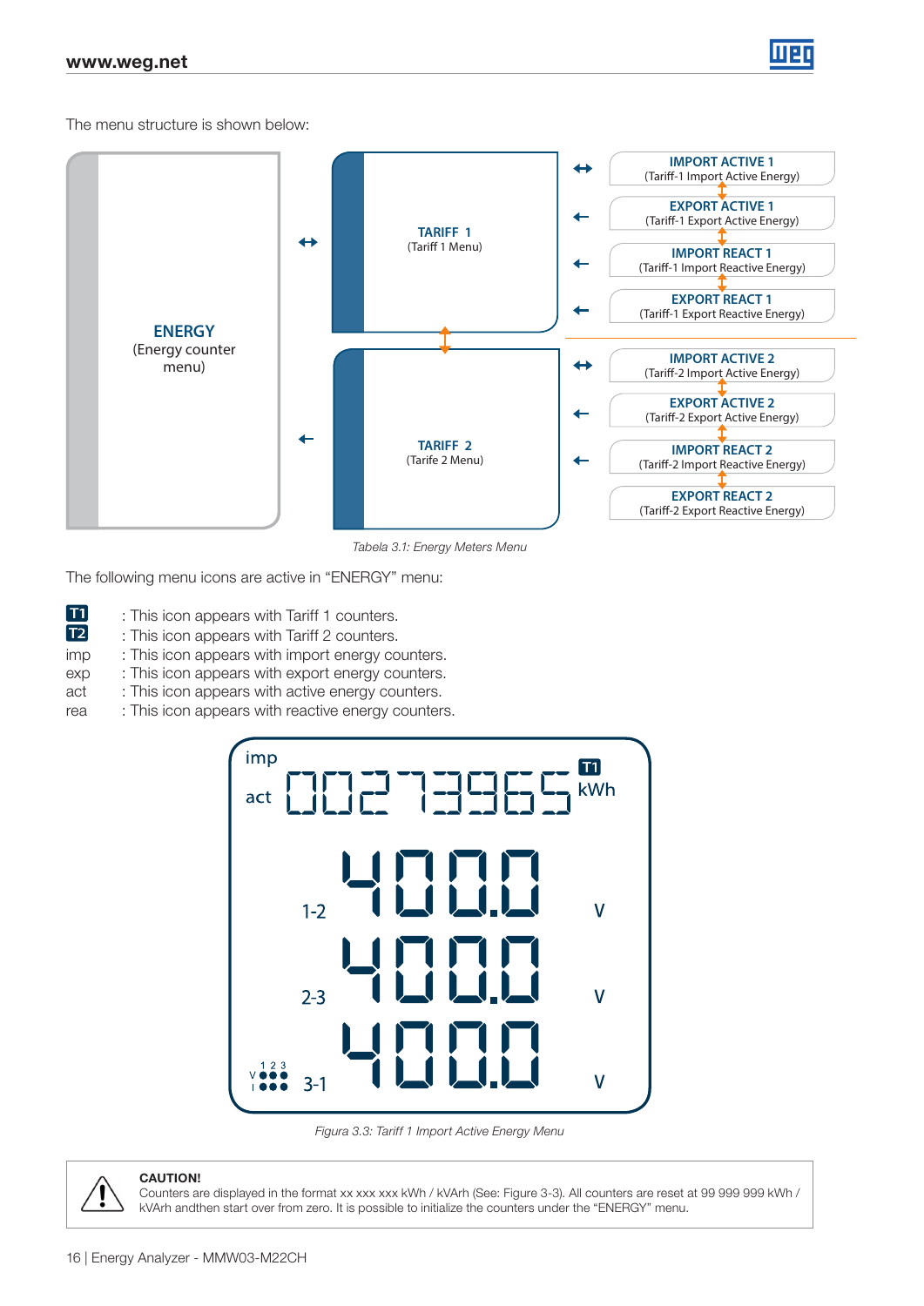The menu structure is shown below:

ENERGY
(Energy counter menu)

TARIFF 1
(Tariff 1 Menu)

TARIFF 2
(Tarife 2 Menu)

IMPORT ACTIVE 1
(Tariff-1 Import Active Energy)

EXPORT ACTIVE 1
(Tariff-1 Export Active Energy)

IMPORT REACT 1
(Tariff-1 Import Reactive Energy)

EXPORT REACT 1
(Tariff-1 Export Reactive Energy)

IMPORT ACTIVE 2
(Tariff-2 Import Active Energy)

EXPORT ACTIVE 2
(Tariff-2 Export Active Energy)

IMPORT REACT 2
(Tariff-2 Import Reactive Energy)

EXPORT REACT 2
(Tariff-2 Export Reactive Energy)

*Tabela 3.1: Energy Meters Menu*

The following menu icons are active in "ENERGY" menu:

- T1 : This icon appears with Tariff 1 counters.
- T2 : This icon appears with Tariff 2 counters.
- imp : This icon appears with import energy counters.
- exp : This icon appears with export energy counters.
- act : This icon appears with active energy counters.
- rea : This icon appears with reactive energy counters.

imp act 00273965 T1 kWh

1-2 400.0 V

2-3 400.0 V

3-1 400.0 V

*Figura 3.3: Tariff 1 Import Active Energy Menu*

**CAUTION!**
Counters are displayed in the format xx xxx xxx kWh / kVArh (See: Figure 3-3). All counters are reset at 99 999 999 kWh / kVArh andthen start over from zero. It is possible to initialize the counters under the "ENERGY" menu.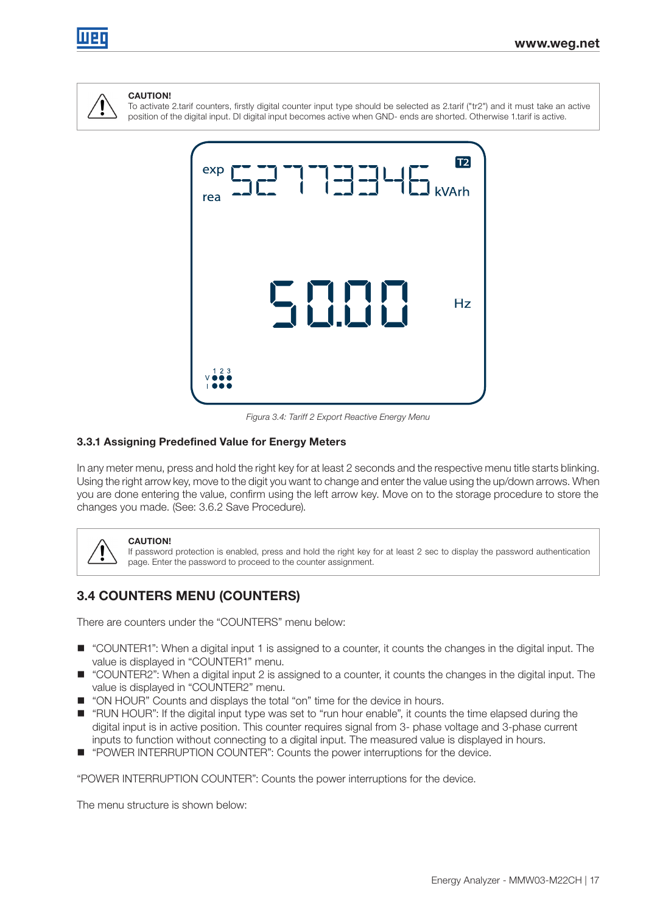**CAUTION!**
To activate 2.tarif counters, firstly digital counter input type should be selected as 2.tarif ("tr2") and it must take an active position of the digital input. DI digital input becomes active when GND- ends are shorted. Otherwise 1.tarif is active.

*Figura 3.4: Tariff 2 Export Reactive Energy Menu*

### 3.3.1 Assigning Predefined Value for Energy Meters

In any meter menu, press and hold the right key for at least 2 seconds and the respective menu title starts blinking. Using the right arrow key, move to the digit you want to change and enter the value using the up/down arrows. When you are done entering the value, confirm using the left arrow key. Move on to the storage procedure to store the changes you made. (See: 3.6.2 Save Procedure).

**CAUTION!**
If password protection is enabled, press and hold the right key for at least 2 sec to display the password authentication page. Enter the password to proceed to the counter assignment.

## 3.4 COUNTERS MENU (COUNTERS)

There are counters under the "COUNTERS" menu below:

- "COUNTER1": When a digital input 1 is assigned to a counter, it counts the changes in the digital input. The value is displayed in "COUNTER1" menu.
- "COUNTER2": When a digital input 2 is assigned to a counter, it counts the changes in the digital input. The value is displayed in "COUNTER2" menu.
- "ON HOUR" Counts and displays the total "on" time for the device in hours.
- "RUN HOUR": If the digital input type was set to "run hour enable", it counts the time elapsed during the digital input is in active position. This counter requires signal from 3- phase voltage and 3-phase current inputs to function without connecting to a digital input. The measured value is displayed in hours.
- "POWER INTERRUPTION COUNTER": Counts the power interruptions for the device.

"POWER INTERRUPTION COUNTER": Counts the power interruptions for the device.

The menu structure is shown below: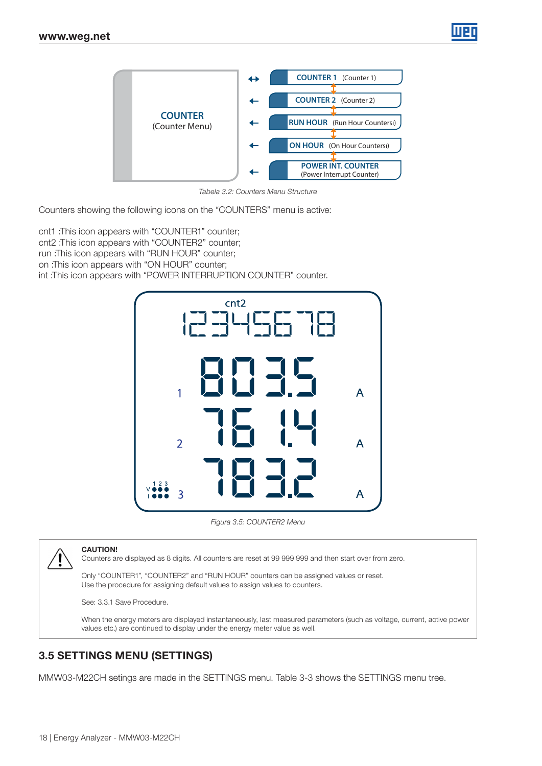| COUNTER (Counter Menu) | | |
|---|---|---|
| | ↔ | COUNTER 1 (Counter 1) |
| | ← | COUNTER 2 (Counter 2) |
| | ← | RUN HOUR (Run Hour Countersı) |
| | ← | ON HOUR (On Hour Countersı) |
| | ← | POWER INT. COUNTER (Power Interrupt Counter) |

*Tabela 3.2: Counters Menu Structure*

Counters showing the following icons on the "COUNTERS" menu is active:

cnt1 :This icon appears with "COUNTER1" counter;
cnt2 :This icon appears with "COUNTER2" counter;
run :This icon appears with "RUN HOUR" counter;
on :This icon appears with "ON HOUR" counter;
int :This icon appears with "POWER INTERRUPTION COUNTER" counter.

*Figura 3.5: COUNTER2 Menu*

**CAUTION!**
Counters are displayed as 8 digits. All counters are reset at 99 999 999 and then start over from zero.

Only "COUNTER1", "COUNTER2" and "RUN HOUR" counters can be assigned values or reset.
Use the procedure for assigning default values to assign values to counters.

See: 3.3.1 Save Procedure.

When the energy meters are displayed instantaneously, last measured parameters (such as voltage, current, active power values etc.) are continued to display under the energy meter value as well.

## 3.5 SETTINGS MENU (SETTINGS)

MMW03-M22CH setings are made in the SETTINGS menu. Table 3-3 shows the SETTINGS menu tree.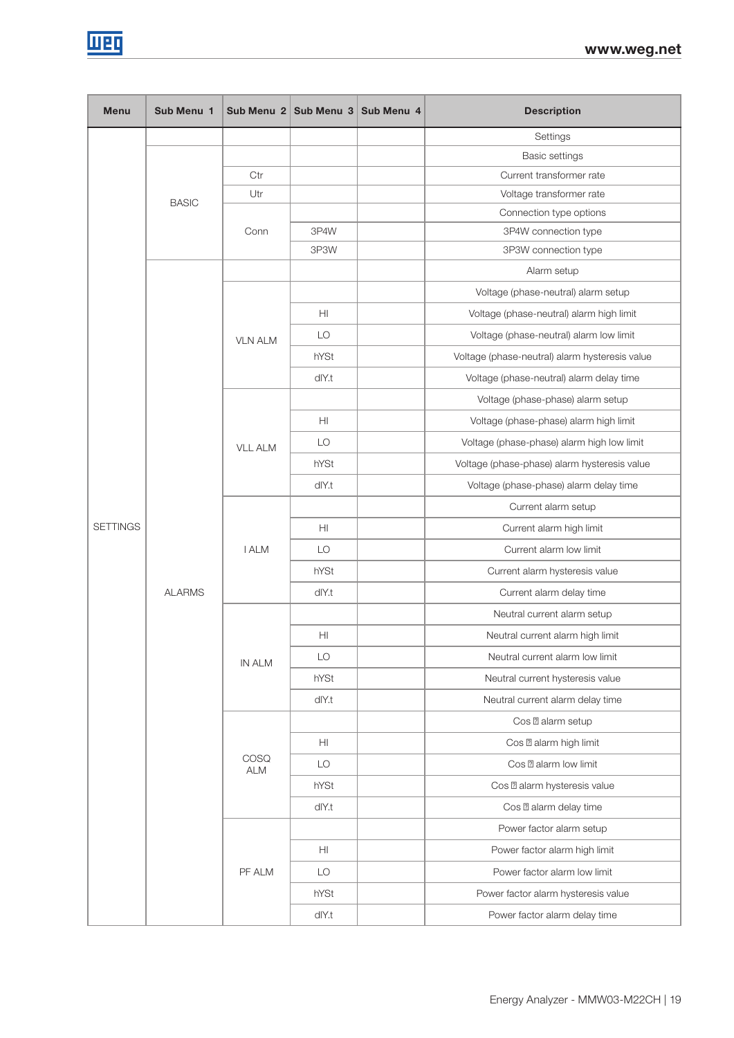| Menu | Sub Menu 1 | Sub Menu 2 | Sub Menu 3 | Sub Menu 4 | Description |
|---|---|---|---|---|---|
| SETTINGS | | | | | Settings |
| | BASIC | | | | Basic settings |
| | | Ctr | | | Current transformer rate |
| | | Utr | | | Voltage transformer rate |
| | | Conn | | | Connection type options |
| | | | 3P4W | | 3P4W connection type |
| | | | 3P3W | | 3P3W connection type |
| | ALARMS | | | | Alarm setup |
| | | VLN ALM | | | Voltage (phase-neutral) alarm setup |
| | | | HI | | Voltage (phase-neutral) alarm high limit |
| | | | LO | | Voltage (phase-neutral) alarm low limit |
| | | | hYSt | | Voltage (phase-neutral) alarm hysteresis value |
| | | | dIY.t | | Voltage (phase-neutral) alarm delay time |
| | | VLL ALM | | | Voltage (phase-phase) alarm setup |
| | | | HI | | Voltage (phase-phase) alarm high limit |
| | | | LO | | Voltage (phase-phase) alarm high low limit |
| | | | hYSt | | Voltage (phase-phase) alarm hysteresis value |
| | | | dIY.t | | Voltage (phase-phase) alarm delay time |
| | | I ALM | | | Current alarm setup |
| | | | HI | | Current alarm high limit |
| | | | LO | | Current alarm low limit |
| | | | hYSt | | Current alarm hysteresis value |
| | | | dIY.t | | Current alarm delay time |
| | | IN ALM | | | Neutral current alarm setup |
| | | | HI | | Neutral current alarm high limit |
| | | | LO | | Neutral current alarm low limit |
| | | | hYSt | | Neutral current hysteresis value |
| | | | dIY.t | | Neutral current alarm delay time |
| | | COSQ ALM | | | Cos φ alarm setup |
| | | | HI | | Cos φ alarm high limit |
| | | | LO | | Cos φ alarm low limit |
| | | | hYSt | | Cos φ alarm hysteresis value |
| | | | dIY.t | | Cos φ alarm delay time |
| | | PF ALM | | | Power factor alarm setup |
| | | | HI | | Power factor alarm high limit |
| | | | LO | | Power factor alarm low limit |
| | | | hYSt | | Power factor alarm hysteresis value |
| | | | dIY.t | | Power factor alarm delay time |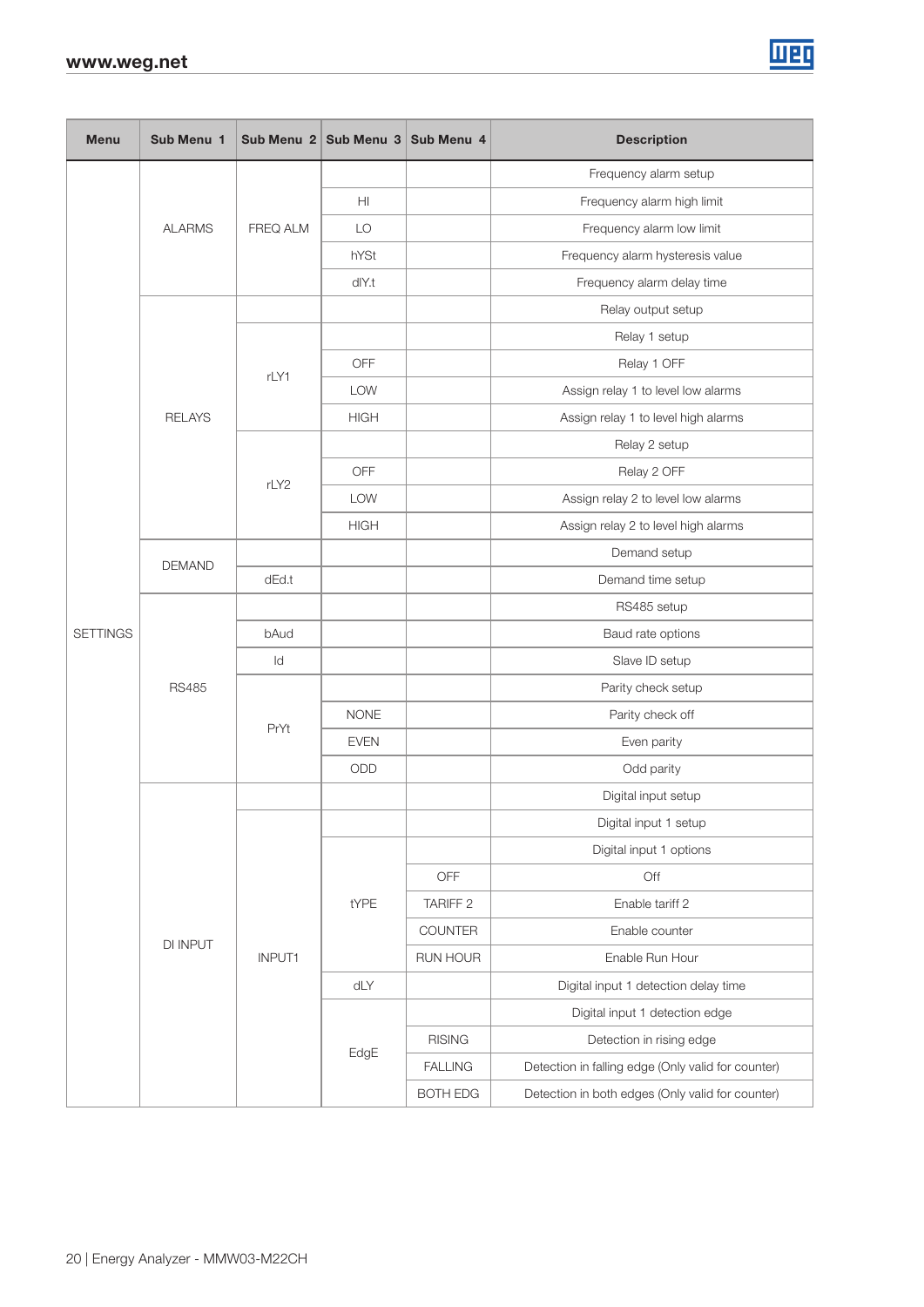| Menu | Sub Menu 1 | Sub Menu 2 | Sub Menu 3 | Sub Menu 4 | Description |
|---|---|---|---|---|---|
| SETTINGS | ALARMS | FREQ ALM | | | Frequency alarm setup |
| | | | HI | | Frequency alarm high limit |
| | | | LO | | Frequency alarm low limit |
| | | | hYSt | | Frequency alarm hysteresis value |
| | | | dlY.t | | Frequency alarm delay time |
| | RELAYS | | | | Relay output setup |
| | | rLY1 | | | Relay 1 setup |
| | | | OFF | | Relay 1 OFF |
| | | | LOW | | Assign relay 1 to level low alarms |
| | | | HIGH | | Assign relay 1 to level high alarms |
| | | rLY2 | | | Relay 2 setup |
| | | | OFF | | Relay 2 OFF |
| | | | LOW | | Assign relay 2 to level low alarms |
| | | | HIGH | | Assign relay 2 to level high alarms |
| | DEMAND | | | | Demand setup |
| | | dEd.t | | | Demand time setup |
| | RS485 | | | | RS485 setup |
| | | bAud | | | Baud rate options |
| | | Id | | | Slave ID setup |
| | | PrYt | | | Parity check setup |
| | | | NONE | | Parity check off |
| | | | EVEN | | Even parity |
| | | | ODD | | Odd parity |
| | DI INPUT | | | | Digital input setup |
| | | INPUT1 | | | Digital input 1 setup |
| | | | tYPE | | Digital input 1 options |
| | | | | OFF | Off |
| | | | | TARIFF 2 | Enable tariff 2 |
| | | | | COUNTER | Enable counter |
| | | | | RUN HOUR | Enable Run Hour |
| | | | dLY | | Digital input 1 detection delay time |
| | | | EdgE | | Digital input 1 detection edge |
| | | | | RISING | Detection in rising edge |
| | | | | FALLING | Detection in falling edge (Only valid for counter) |
| | | | | BOTH EDG | Detection in both edges (Only valid for counter) |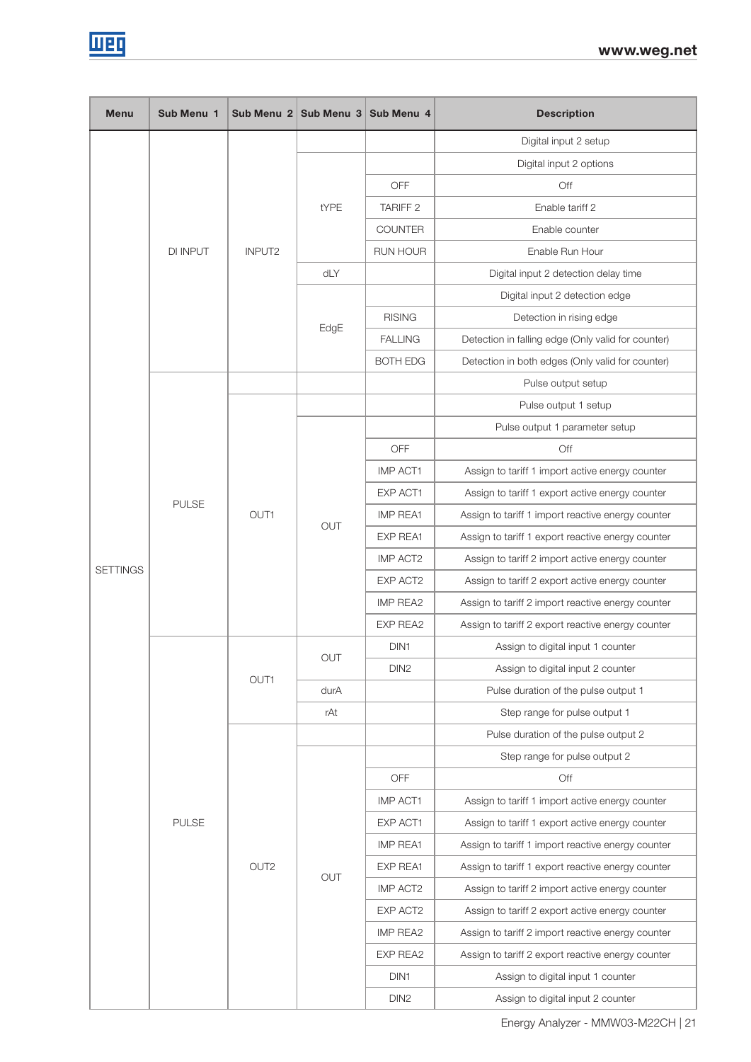| Menu | Sub Menu 1 | Sub Menu 2 | Sub Menu 3 | Sub Menu 4 | Description |
|---|---|---|---|---|---|
| SETTINGS | DI INPUT | INPUT2 | | | Digital input 2 setup |
| | | | tYPE | | Digital input 2 options |
| | | | | OFF | Off |
| | | | | TARIFF 2 | Enable tariff 2 |
| | | | | COUNTER | Enable counter |
| | | | | RUN HOUR | Enable Run Hour |
| | | | dLY | | Digital input 2 detection delay time |
| | | | EdgE | | Digital input 2 detection edge |
| | | | | RISING | Detection in rising edge |
| | | | | FALLING | Detection in falling edge (Only valid for counter) |
| | | | | BOTH EDG | Detection in both edges (Only valid for counter) |
| | PULSE | | | | Pulse output setup |
| | | OUT1 | | | Pulse output 1 setup |
| | | | OUT | | Pulse output 1 parameter setup |
| | | | | OFF | Off |
| | | | | IMP ACT1 | Assign to tariff 1 import active energy counter |
| | | | | EXP ACT1 | Assign to tariff 1 export active energy counter |
| | | | | IMP REA1 | Assign to tariff 1 import reactive energy counter |
| | | | | EXP REA1 | Assign to tariff 1 export reactive energy counter |
| | | | | IMP ACT2 | Assign to tariff 2 import active energy counter |
| | | | | EXP ACT2 | Assign to tariff 2 export active energy counter |
| | | | | IMP REA2 | Assign to tariff 2 import reactive energy counter |
| | | | | EXP REA2 | Assign to tariff 2 export reactive energy counter |
| | PULSE | OUT1 | OUT | DIN1 | Assign to digital input 1 counter |
| | | | | DIN2 | Assign to digital input 2 counter |
| | | | durA | | Pulse duration of the pulse output 1 |
| | | | rAt | | Step range for pulse output 1 |
| | | OUT2 | | | Pulse duration of the pulse output 2 |
| | | | OUT | | Step range for pulse output 2 |
| | | | | OFF | Off |
| | | | | IMP ACT1 | Assign to tariff 1 import active energy counter |
| | | | | EXP ACT1 | Assign to tariff 1 export active energy counter |
| | | | | IMP REA1 | Assign to tariff 1 import reactive energy counter |
| | | | | EXP REA1 | Assign to tariff 1 export reactive energy counter |
| | | | | IMP ACT2 | Assign to tariff 2 import active energy counter |
| | | | | EXP ACT2 | Assign to tariff 2 export active energy counter |
| | | | | IMP REA2 | Assign to tariff 2 import reactive energy counter |
| | | | | EXP REA2 | Assign to tariff 2 export reactive energy counter |
| | | | | DIN1 | Assign to digital input 1 counter |
| | | | | DIN2 | Assign to digital input 2 counter |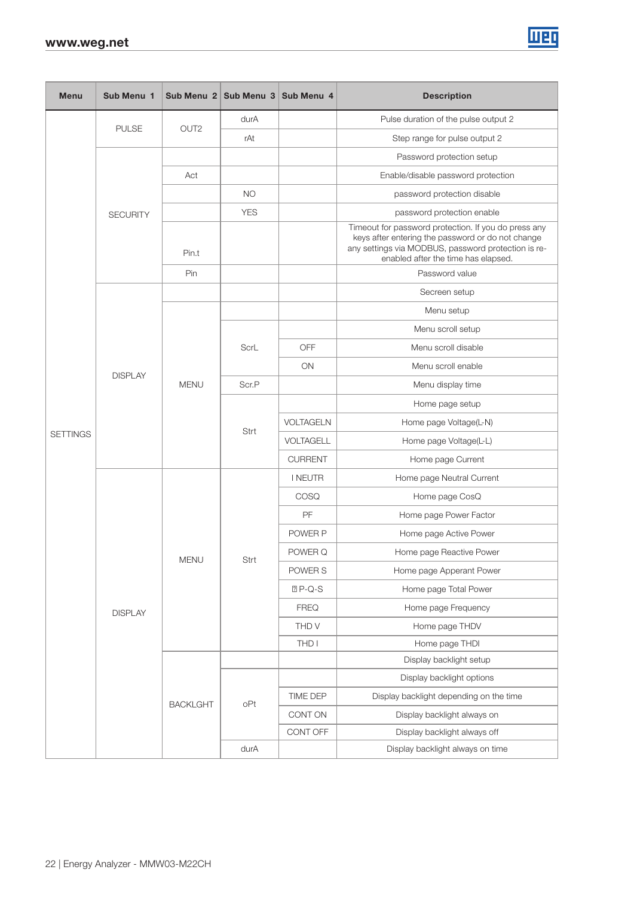| Menu | Sub Menu 1 | Sub Menu 2 | Sub Menu 3 | Sub Menu 4 | Description |
|---|---|---|---|---|---|
| SETTINGS | PULSE | OUT2 | durA | | Pulse duration of the pulse output 2 |
| | | | rAt | | Step range for pulse output 2 |
| | SECURITY | | | | Password protection setup |
| | | Act | | | Enable/disable password protection |
| | | | NO | | password protection disable |
| | | | YES | | password protection enable |
| | | Pin.t | | | Timeout for password protection. If you do press any keys after entering the password or do not change any settings via MODBUS, password protection is re-enabled after the time has elapsed. |
| | | Pin | | | Password value |
| | DISPLAY | | | | Secreen setup |
| | | MENU | | | Menu setup |
| | | | ScrL | | Menu scroll setup |
| | | | | OFF | Menu scroll disable |
| | | | | ON | Menu scroll enable |
| | | | Scr.P | | Menu display time |
| | | | Strt | | Home page setup |
| | | | | VOLTAGELN | Home page Voltage(L-N) |
| | | | | VOLTAGELL | Home page Voltage(L-L) |
| | | | | CURRENT | Home page Current |
| | DISPLAY | MENU | Strt | I NEUTR | Home page Neutral Current |
| | | | | COSQ | Home page CosQ |
| | | | | PF | Home page Power Factor |
| | | | | POWER P | Home page Active Power |
| | | | | POWER Q | Home page Reactive Power |
| | | | | POWER S | Home page Apperant Power |
| | | | | ⍰ P-Q-S | Home page Total Power |
| | | | | FREQ | Home page Frequency |
| | | | | THD V | Home page THDV |
| | | | | THD I | Home page THDI |
| | | BACKLGHT | | | Display backlight setup |
| | | | oPt | | Display backlight options |
| | | | | TIME DEP | Display backlight depending on the time |
| | | | | CONT ON | Display backlight always on |
| | | | | CONT OFF | Display backlight always off |
| | | | durA | | Display backlight always on time |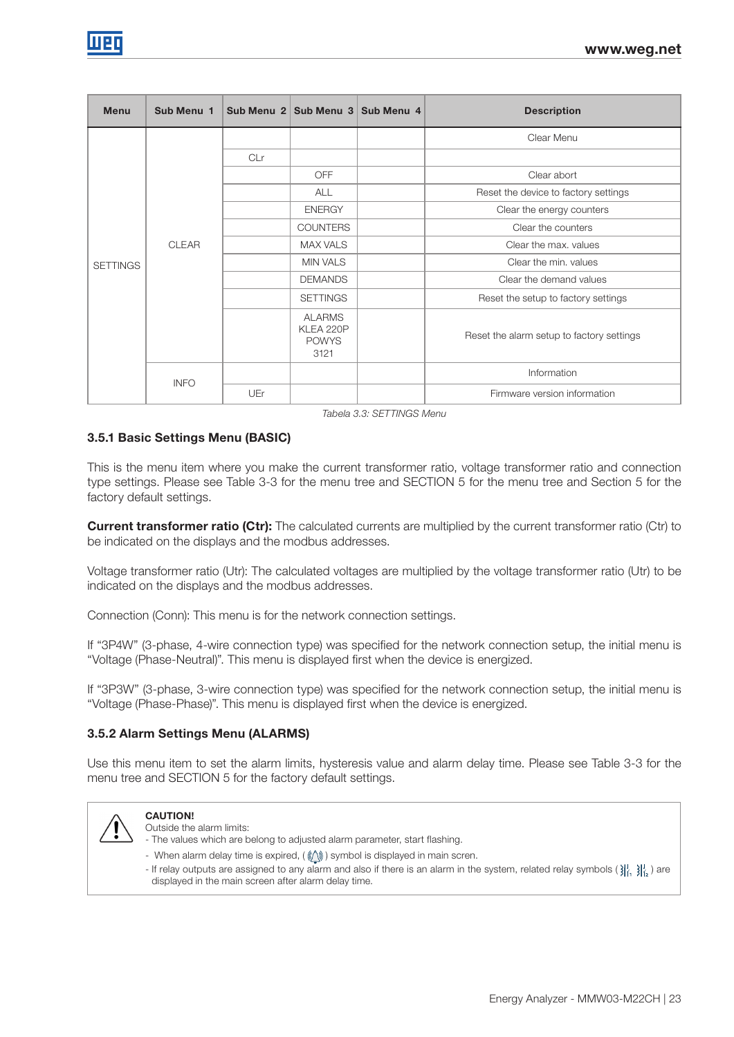| Menu | Sub Menu 1 | Sub Menu 2 | Sub Menu 3 | Sub Menu 4 | Description |
|---|---|---|---|---|---|
| SETTINGS | CLEAR | | | | Clear Menu |
| | | CLr | | | |
| | | | OFF | | Clear abort |
| | | | ALL | | Reset the device to factory settings |
| | | | ENERGY | | Clear the energy counters |
| | | | COUNTERS | | Clear the counters |
| | | | MAX VALS | | Clear the max. values |
| | | | MIN VALS | | Clear the min. values |
| | | | DEMANDS | | Clear the demand values |
| | | | SETTINGS | | Reset the setup to factory settings |
| | | | ALARMS KLEA 220P POWYS 3121 | | Reset the alarm setup to factory settings |
| | INFO | | | | Information |
| | | UEr | | | Firmware version information |

*Tabela 3.3: SETTINGS Menu*

### 3.5.1 Basic Settings Menu (BASIC)

This is the menu item where you make the current transformer ratio, voltage transformer ratio and connection type settings. Please see Table 3-3 for the menu tree and SECTION 5 for the menu tree and Section 5 for the factory default settings.

**Current transformer ratio (Ctr):** The calculated currents are multiplied by the current transformer ratio (Ctr) to be indicated on the displays and the modbus addresses.

Voltage transformer ratio (Utr): The calculated voltages are multiplied by the voltage transformer ratio (Utr) to be indicated on the displays and the modbus addresses.

Connection (Conn): This menu is for the network connection settings.

If "3P4W" (3-phase, 4-wire connection type) was specified for the network connection setup, the initial menu is "Voltage (Phase-Neutral)". This menu is displayed first when the device is energized.

If "3P3W" (3-phase, 3-wire connection type) was specified for the network connection setup, the initial menu is "Voltage (Phase-Phase)". This menu is displayed first when the device is energized.

### 3.5.2 Alarm Settings Menu (ALARMS)

Use this menu item to set the alarm limits, hysteresis value and alarm delay time. Please see Table 3-3 for the menu tree and SECTION 5 for the factory default settings.

**CAUTION!**
Outside the alarm limits:
- The values which are belong to adjusted alarm parameter, start flashing.
- When alarm delay time is expired, ( ) symbol is displayed in main scren.
- If relay outputs are assigned to any alarm and also if there is an alarm in the system, related relay symbols ( , ) are displayed in the main screen after alarm delay time.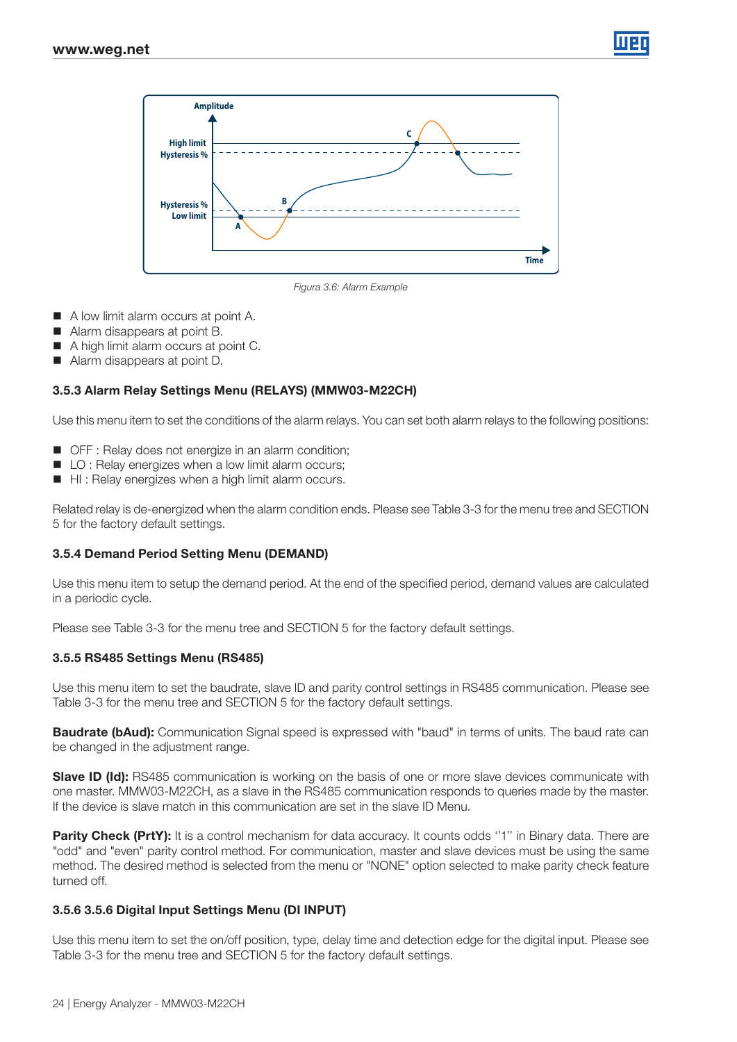Figura 3.6: Alarm Example

- A low limit alarm occurs at point A.
- Alarm disappears at point B.
- A high limit alarm occurs at point C.
- Alarm disappears at point D.

### 3.5.3 Alarm Relay Settings Menu (RELAYS) (MMW03-M22CH)

Use this menu item to set the conditions of the alarm relays. You can set both alarm relays to the following positions:

- OFF : Relay does not energize in an alarm condition;
- LO : Relay energizes when a low limit alarm occurs;
- HI : Relay energizes when a high limit alarm occurs.

Related relay is de-energized when the alarm condition ends. Please see Table 3-3 for the menu tree and SECTION 5 for the factory default settings.

### 3.5.4 Demand Period Setting Menu (DEMAND)

Use this menu item to setup the demand period. At the end of the specified period, demand values are calculated in a periodic cycle.

Please see Table 3-3 for the menu tree and SECTION 5 for the factory default settings.

### 3.5.5 RS485 Settings Menu (RS485)

Use this menu item to set the baudrate, slave ID and parity control settings in RS485 communication. Please see Table 3-3 for the menu tree and SECTION 5 for the factory default settings.

**Baudrate (bAud):** Communication Signal speed is expressed with "baud" in terms of units. The baud rate can be changed in the adjustment range.

**Slave ID (Id):** RS485 communication is working on the basis of one or more slave devices communicate with one master. MMW03-M22CH, as a slave in the RS485 communication responds to queries made by the master. If the device is slave match in this communication are set in the slave ID Menu.

**Parity Check (PrtY):** It is a control mechanism for data accuracy. It counts odds ''1'' in Binary data. There are "odd" and "even" parity control method. For communication, master and slave devices must be using the same method. The desired method is selected from the menu or "NONE" option selected to make parity check feature turned off.

### 3.5.6 3.5.6 Digital Input Settings Menu (DI INPUT)

Use this menu item to set the on/off position, type, delay time and detection edge for the digital input. Please see Table 3-3 for the menu tree and SECTION 5 for the factory default settings.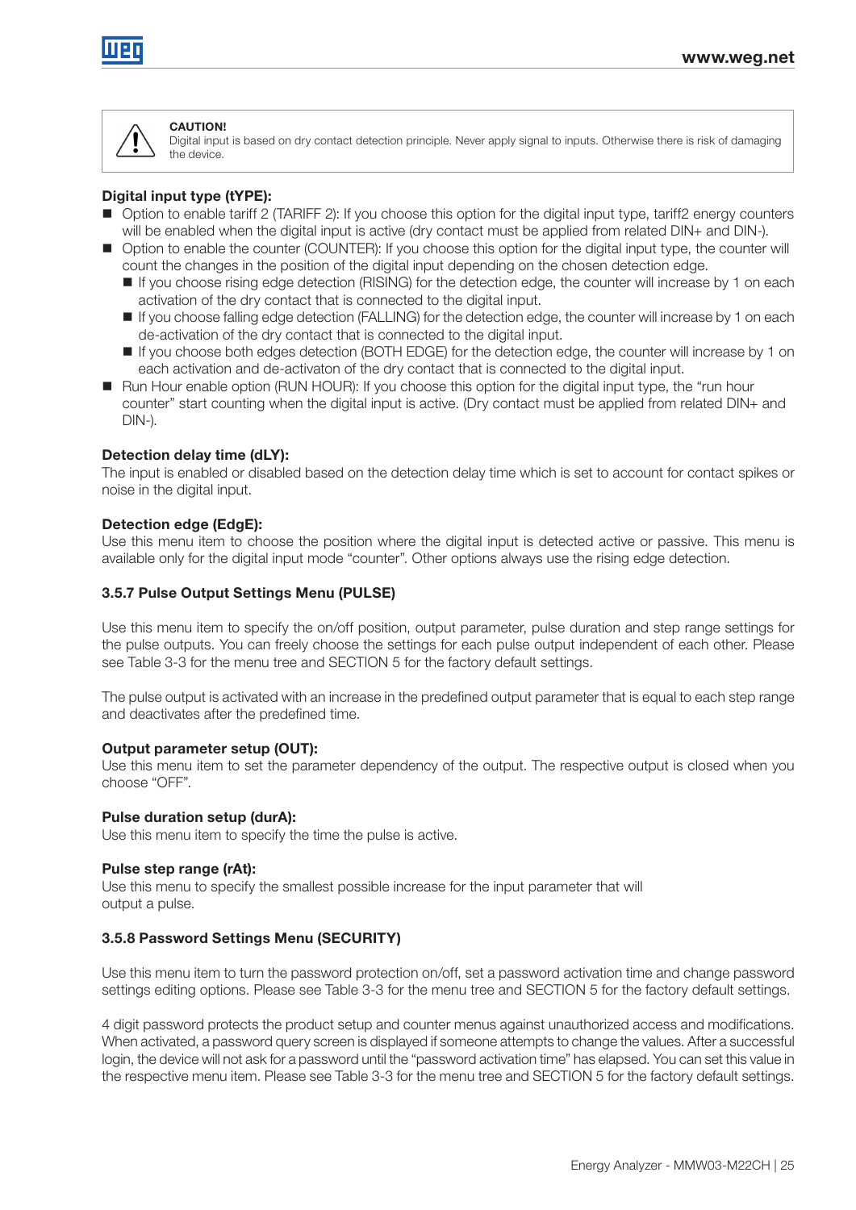> **CAUTION!**
> Digital input is based on dry contact detection principle. Never apply signal to inputs. Otherwise there is risk of damaging the device.

**Digital input type (tYPE):**

- Option to enable tariff 2 (TARIFF 2): If you choose this option for the digital input type, tariff2 energy counters will be enabled when the digital input is active (dry contact must be applied from related DIN+ and DIN-).
- Option to enable the counter (COUNTER): If you choose this option for the digital input type, the counter will count the changes in the position of the digital input depending on the chosen detection edge.
  - If you choose rising edge detection (RISING) for the detection edge, the counter will increase by 1 on each activation of the dry contact that is connected to the digital input.
  - If you choose falling edge detection (FALLING) for the detection edge, the counter will increase by 1 on each de-activation of the dry contact that is connected to the digital input.
  - If you choose both edges detection (BOTH EDGE) for the detection edge, the counter will increase by 1 on each activation and de-activaton of the dry contact that is connected to the digital input.
- Run Hour enable option (RUN HOUR): If you choose this option for the digital input type, the "run hour counter" start counting when the digital input is active. (Dry contact must be applied from related DIN+ and DIN-).

**Detection delay time (dLY):**
The input is enabled or disabled based on the detection delay time which is set to account for contact spikes or noise in the digital input.

**Detection edge (EdgE):**
Use this menu item to choose the position where the digital input is detected active or passive. This menu is available only for the digital input mode "counter". Other options always use the rising edge detection.

### 3.5.7 Pulse Output Settings Menu (PULSE)

Use this menu item to specify the on/off position, output parameter, pulse duration and step range settings for the pulse outputs. You can freely choose the settings for each pulse output independent of each other. Please see Table 3-3 for the menu tree and SECTION 5 for the factory default settings.

The pulse output is activated with an increase in the predefined output parameter that is equal to each step range and deactivates after the predefined time.

**Output parameter setup (OUT):**
Use this menu item to set the parameter dependency of the output. The respective output is closed when you choose "OFF".

**Pulse duration setup (durA):**
Use this menu item to specify the time the pulse is active.

**Pulse step range (rAt):**
Use this menu to specify the smallest possible increase for the input parameter that will output a pulse.

### 3.5.8 Password Settings Menu (SECURITY)

Use this menu item to turn the password protection on/off, set a password activation time and change password settings editing options. Please see Table 3-3 for the menu tree and SECTION 5 for the factory default settings.

4 digit password protects the product setup and counter menus against unauthorized access and modifications. When activated, a password query screen is displayed if someone attempts to change the values. After a successful login, the device will not ask for a password until the "password activation time" has elapsed. You can set this value in the respective menu item. Please see Table 3-3 for the menu tree and SECTION 5 for the factory default settings.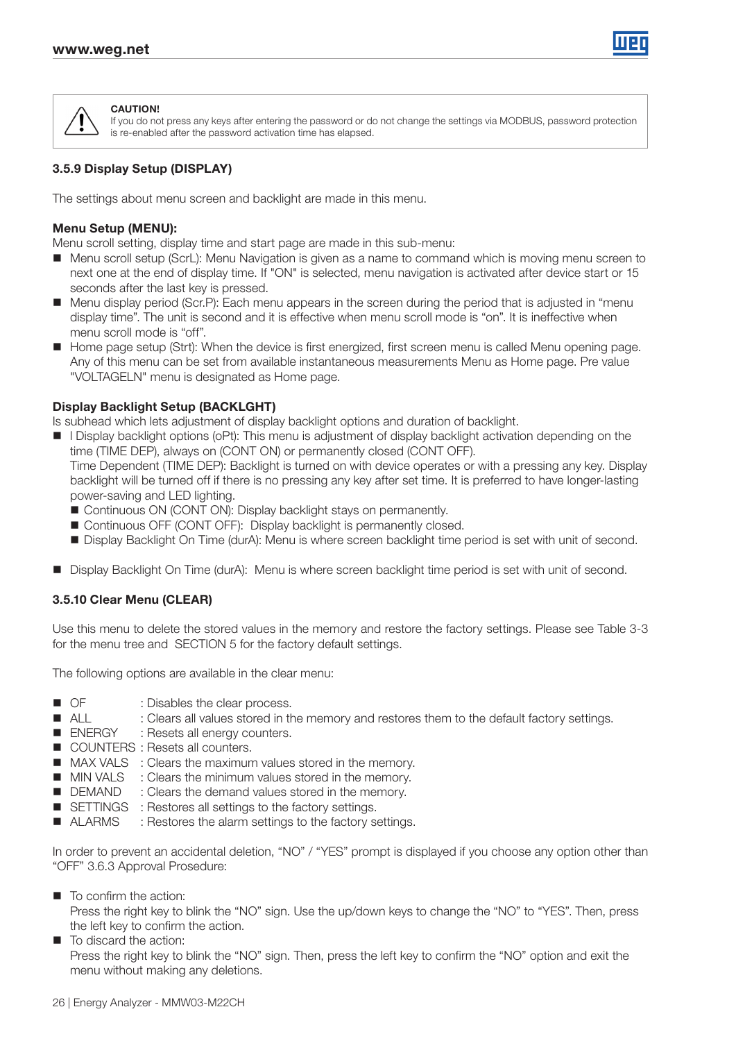> **CAUTION!**
> If you do not press any keys after entering the password or do not change the settings via MODBUS, password protection is re-enabled after the password activation time has elapsed.

### 3.5.9 Display Setup (DISPLAY)

The settings about menu screen and backlight are made in this menu.

**Menu Setup (MENU):**
Menu scroll setting, display time and start page are made in this sub-menu:

- Menu scroll setup (ScrL): Menu Navigation is given as a name to command which is moving menu screen to next one at the end of display time. If "ON" is selected, menu navigation is activated after device start or 15 seconds after the last key is pressed.
- Menu display period (Scr.P): Each menu appears in the screen during the period that is adjusted in "menu display time". The unit is second and it is effective when menu scroll mode is "on". It is ineffective when menu scroll mode is "off".
- Home page setup (Strt): When the device is first energized, first screen menu is called Menu opening page. Any of this menu can be set from available instantaneous measurements Menu as Home page. Pre value "VOLTAGELN" menu is designated as Home page.

**Display Backlight Setup (BACKLGHT)**
Is subhead which lets adjustment of display backlight options and duration of backlight.

- I Display backlight options (oPt): This menu is adjustment of display backlight activation depending on the time (TIME DEP), always on (CONT ON) or permanently closed (CONT OFF).
  Time Dependent (TIME DEP): Backlight is turned on with device operates or with a pressing any key. Display backlight will be turned off if there is no pressing any key after set time. It is preferred to have longer-lasting power-saving and LED lighting.
  - Continuous ON (CONT ON): Display backlight stays on permanently.
  - Continuous OFF (CONT OFF): Display backlight is permanently closed.
  - Display Backlight On Time (durA): Menu is where screen backlight time period is set with unit of second.

- Display Backlight On Time (durA): Menu is where screen backlight time period is set with unit of second.

### 3.5.10 Clear Menu (CLEAR)

Use this menu to delete the stored values in the memory and restore the factory settings. Please see Table 3-3 for the menu tree and SECTION 5 for the factory default settings.

The following options are available in the clear menu:

- OF : Disables the clear process.
- ALL : Clears all values stored in the memory and restores them to the default factory settings.
- ENERGY : Resets all energy counters.
- COUNTERS : Resets all counters.
- MAX VALS : Clears the maximum values stored in the memory.
- MIN VALS : Clears the minimum values stored in the memory.
- DEMAND : Clears the demand values stored in the memory.
- SETTINGS : Restores all settings to the factory settings.
- ALARMS : Restores the alarm settings to the factory settings.

In order to prevent an accidental deletion, "NO" / "YES" prompt is displayed if you choose any option other than "OFF" 3.6.3 Approval Prosedure:

- To confirm the action:
  Press the right key to blink the "NO" sign. Use the up/down keys to change the "NO" to "YES". Then, press the left key to confirm the action.
- To discard the action:
  Press the right key to blink the "NO" sign. Then, press the left key to confirm the "NO" option and exit the menu without making any deletions.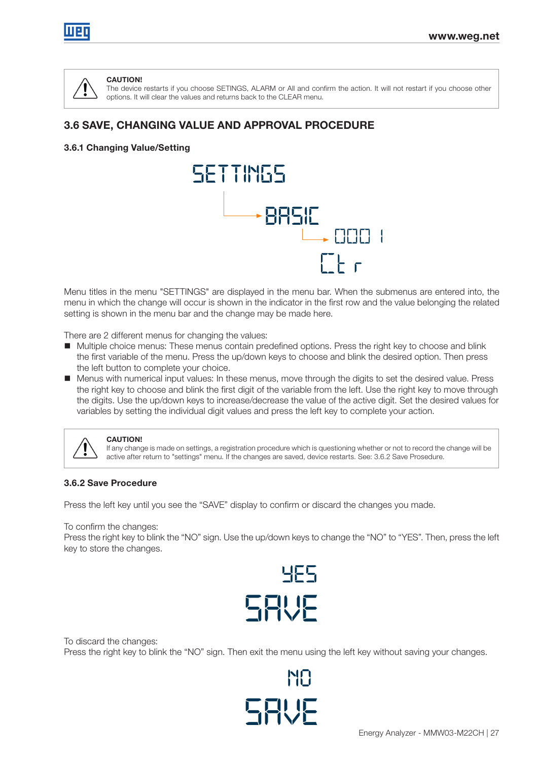> **CAUTION!**
> The device restarts if you choose SETINGS, ALARM or All and confirm the action. It will not restart if you choose other options. It will clear the values and returns back to the CLEAR menu.

## 3.6 SAVE, CHANGING VALUE AND APPROVAL PROCEDURE

### 3.6.1 Changing Value/Setting

Menu titles in the menu "SETTINGS" are displayed in the menu bar. When the submenus are entered into, the menu in which the change will occur is shown in the indicator in the first row and the value belonging the related setting is shown in the menu bar and the change may be made here.

There are 2 different menus for changing the values:

- Multiple choice menus: These menus contain predefined options. Press the right key to choose and blink the first variable of the menu. Press the up/down keys to choose and blink the desired option. Then press the left button to complete your choice.
- Menus with numerical input values: In these menus, move through the digits to set the desired value. Press the right key to choose and blink the first digit of the variable from the left. Use the right key to move through the digits. Use the up/down keys to increase/decrease the value of the active digit. Set the desired values for variables by setting the individual digit values and press the left key to complete your action.

> **CAUTION!**
> If any change is made on settings, a registration procedure which is questioning whether or not to record the change will be active after return to "settings" menu. If the changes are saved, device restarts. See: 3.6.2 Save Prosedure.

### 3.6.2 Save Procedure

Press the left key until you see the "SAVE" display to confirm or discard the changes you made.

To confirm the changes:
Press the right key to blink the "NO" sign. Use the up/down keys to change the "NO" to "YES". Then, press the left key to store the changes.

To discard the changes:
Press the right key to blink the "NO" sign. Then exit the menu using the left key without saving your changes.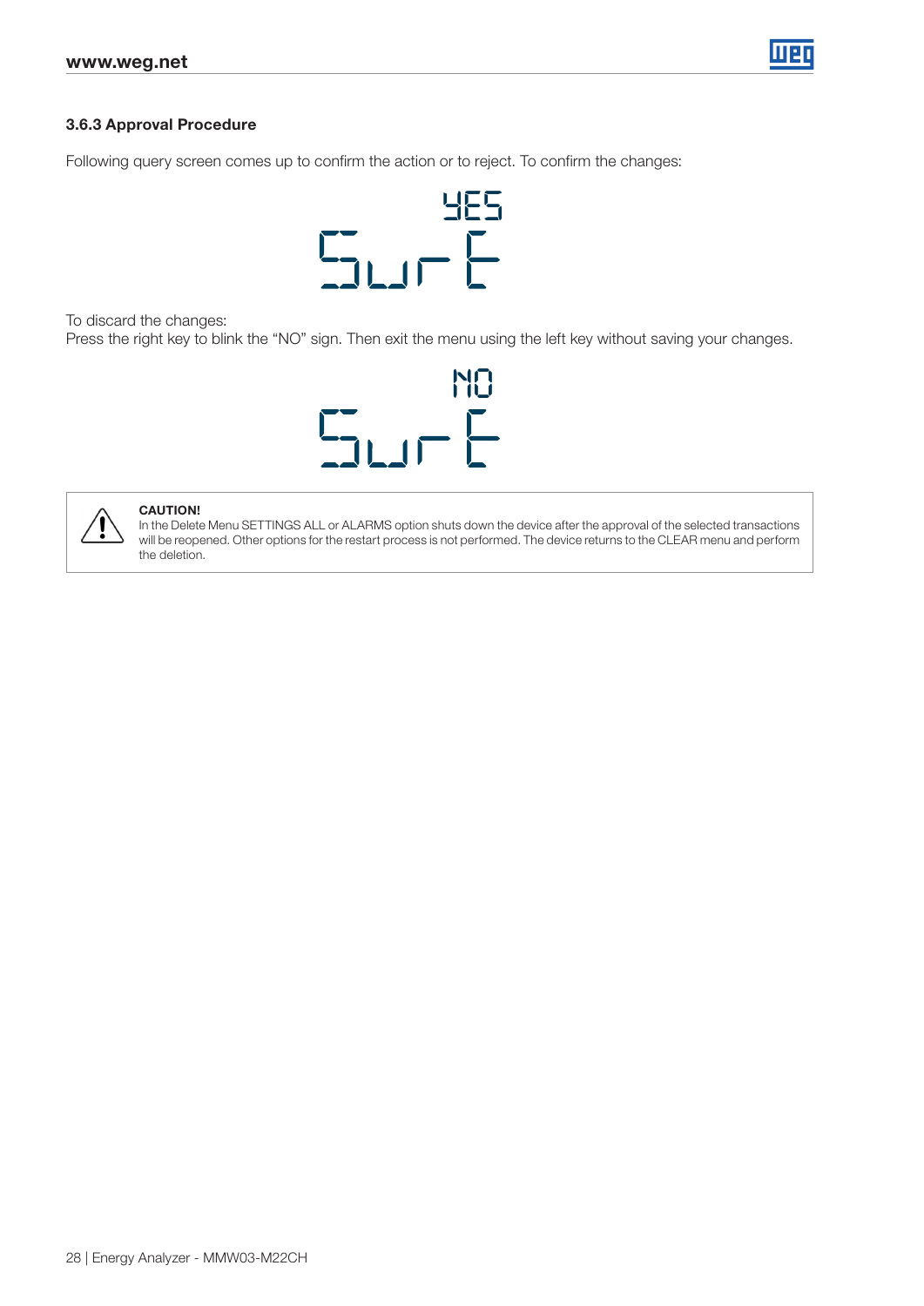### 3.6.3 Approval Procedure

Following query screen comes up to confirm the action or to reject. To confirm the changes:

YES
SurE

To discard the changes:
Press the right key to blink the “NO” sign. Then exit the menu using the left key without saving your changes.

NO
SurE

**CAUTION!**
In the Delete Menu SETTINGS ALL or ALARMS option shuts down the device after the approval of the selected transactions will be reopened. Other options for the restart process is not performed. The device returns to the CLEAR menu and perform the deletion.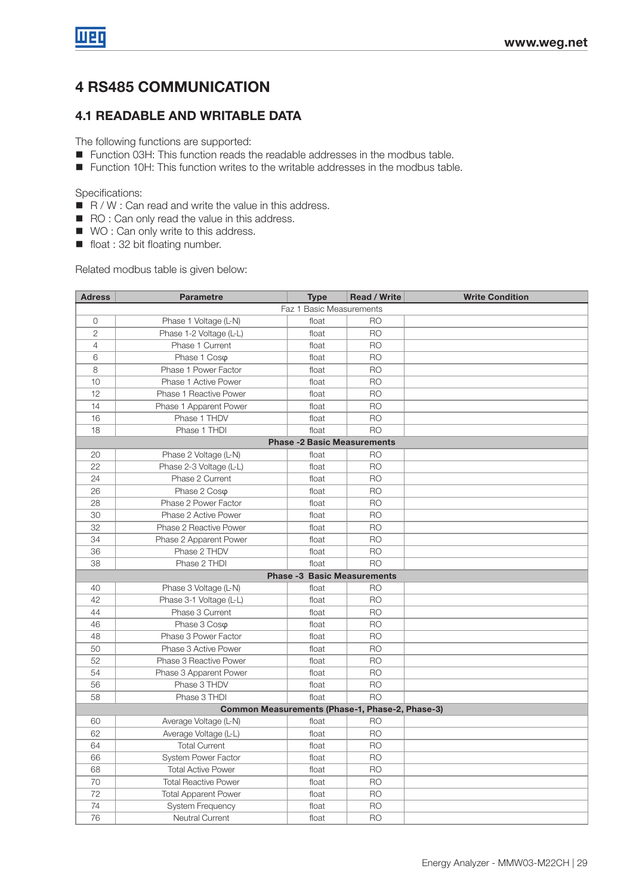# 4 RS485 COMMUNICATION

## 4.1 READABLE AND WRITABLE DATA

The following functions are supported:

- Function 03H: This function reads the readable addresses in the modbus table.
- Function 10H: This function writes to the writable addresses in the modbus table.

Specifications:

- R / W : Can read and write the value in this address.
- RO : Can only read the value in this address.
- WO : Can only write to this address.
- float : 32 bit floating number.

Related modbus table is given below:

| Adress | Parametre | Type | Read / Write | Write Condition |
|---|---|---|---|---|
| Faz 1 Basic Measurements | | | | |
| 0 | Phase 1 Voltage (L-N) | float | RO | |
| 2 | Phase 1-2 Voltage (L-L) | float | RO | |
| 4 | Phase 1 Current | float | RO | |
| 6 | Phase 1 Cosφ | float | RO | |
| 8 | Phase 1 Power Factor | float | RO | |
| 10 | Phase 1 Active Power | float | RO | |
| 12 | Phase 1 Reactive Power | float | RO | |
| 14 | Phase 1 Apparent Power | float | RO | |
| 16 | Phase 1 THDV | float | RO | |
| 18 | Phase 1 THDI | float | RO | |
| **Phase -2 Basic Measurements** | | | | |
| 20 | Phase 2 Voltage (L-N) | float | RO | |
| 22 | Phase 2-3 Voltage (L-L) | float | RO | |
| 24 | Phase 2 Current | float | RO | |
| 26 | Phase 2 Cosφ | float | RO | |
| 28 | Phase 2 Power Factor | float | RO | |
| 30 | Phase 2 Active Power | float | RO | |
| 32 | Phase 2 Reactive Power | float | RO | |
| 34 | Phase 2 Apparent Power | float | RO | |
| 36 | Phase 2 THDV | float | RO | |
| 38 | Phase 2 THDI | float | RO | |
| **Phase -3 Basic Measurements** | | | | |
| 40 | Phase 3 Voltage (L-N) | float | RO | |
| 42 | Phase 3-1 Voltage (L-L) | float | RO | |
| 44 | Phase 3 Current | float | RO | |
| 46 | Phase 3 Cosφ | float | RO | |
| 48 | Phase 3 Power Factor | float | RO | |
| 50 | Phase 3 Active Power | float | RO | |
| 52 | Phase 3 Reactive Power | float | RO | |
| 54 | Phase 3 Apparent Power | float | RO | |
| 56 | Phase 3 THDV | float | RO | |
| 58 | Phase 3 THDI | float | RO | |
| **Common Measurements (Phase-1, Phase-2, Phase-3)** | | | | |
| 60 | Average Voltage (L-N) | float | RO | |
| 62 | Average Voltage (L-L) | float | RO | |
| 64 | Total Current | float | RO | |
| 66 | System Power Factor | float | RO | |
| 68 | Total Active Power | float | RO | |
| 70 | Total Reactive Power | float | RO | |
| 72 | Total Apparent Power | float | RO | |
| 74 | System Frequency | float | RO | |
| 76 | Neutral Current | float | RO | |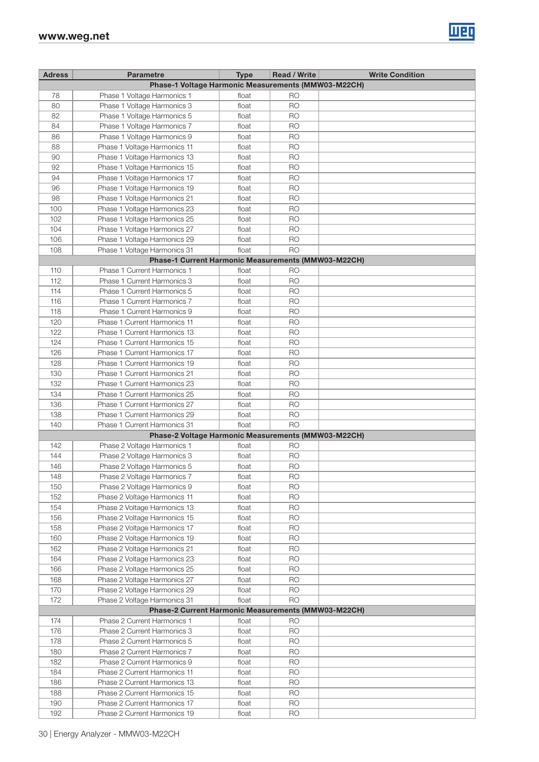| Adress | Parametre | Type | Read / Write | Write Condition |
|---|---|---|---|---|
| **Phase-1 Voltage Harmonic Measurements (MMW03-M22CH)** | | | | |
| 78 | Phase 1 Voltage Harmonics 1 | float | RO | |
| 80 | Phase 1 Voltage Harmonics 3 | float | RO | |
| 82 | Phase 1 Voltage Harmonics 5 | float | RO | |
| 84 | Phase 1 Voltage Harmonics 7 | float | RO | |
| 86 | Phase 1 Voltage Harmonics 9 | float | RO | |
| 88 | Phase 1 Voltage Harmonics 11 | float | RO | |
| 90 | Phase 1 Voltage Harmonics 13 | float | RO | |
| 92 | Phase 1 Voltage Harmonics 15 | float | RO | |
| 94 | Phase 1 Voltage Harmonics 17 | float | RO | |
| 96 | Phase 1 Voltage Harmonics 19 | float | RO | |
| 98 | Phase 1 Voltage Harmonics 21 | float | RO | |
| 100 | Phase 1 Voltage Harmonics 23 | float | RO | |
| 102 | Phase 1 Voltage Harmonics 25 | float | RO | |
| 104 | Phase 1 Voltage Harmonics 27 | float | RO | |
| 106 | Phase 1 Voltage Harmonics 29 | float | RO | |
| 108 | Phase 1 Voltage Harmonics 31 | float | RO | |
| **Phase-1 Current Harmonic Measurements (MMW03-M22CH)** | | | | |
| 110 | Phase 1 Current Harmonics 1 | float | RO | |
| 112 | Phase 1 Current Harmonics 3 | float | RO | |
| 114 | Phase 1 Current Harmonics 5 | float | RO | |
| 116 | Phase 1 Current Harmonics 7 | float | RO | |
| 118 | Phase 1 Current Harmonics 9 | float | RO | |
| 120 | Phase 1 Current Harmonics 11 | float | RO | |
| 122 | Phase 1 Current Harmonics 13 | float | RO | |
| 124 | Phase 1 Current Harmonics 15 | float | RO | |
| 126 | Phase 1 Current Harmonics 17 | float | RO | |
| 128 | Phase 1 Current Harmonics 19 | float | RO | |
| 130 | Phase 1 Current Harmonics 21 | float | RO | |
| 132 | Phase 1 Current Harmonics 23 | float | RO | |
| 134 | Phase 1 Current Harmonics 25 | float | RO | |
| 136 | Phase 1 Current Harmonics 27 | float | RO | |
| 138 | Phase 1 Current Harmonics 29 | float | RO | |
| 140 | Phase 1 Current Harmonics 31 | float | RO | |
| **Phase-2 Voltage Harmonic Measurements (MMW03-M22CH)** | | | | |
| 142 | Phase 2 Voltage Harmonics 1 | float | RO | |
| 144 | Phase 2 Voltage Harmonics 3 | float | RO | |
| 146 | Phase 2 Voltage Harmonics 5 | float | RO | |
| 148 | Phase 2 Voltage Harmonics 7 | float | RO | |
| 150 | Phase 2 Voltage Harmonics 9 | float | RO | |
| 152 | Phase 2 Voltage Harmonics 11 | float | RO | |
| 154 | Phase 2 Voltage Harmonics 13 | float | RO | |
| 156 | Phase 2 Voltage Harmonics 15 | float | RO | |
| 158 | Phase 2 Voltage Harmonics 17 | float | RO | |
| 160 | Phase 2 Voltage Harmonics 19 | float | RO | |
| 162 | Phase 2 Voltage Harmonics 21 | float | RO | |
| 164 | Phase 2 Voltage Harmonics 23 | float | RO | |
| 166 | Phase 2 Voltage Harmonics 25 | float | RO | |
| 168 | Phase 2 Voltage Harmonics 27 | float | RO | |
| 170 | Phase 2 Voltage Harmonics 29 | float | RO | |
| 172 | Phase 2 Voltage Harmonics 31 | float | RO | |
| **Phase-2 Current Harmonic Measurements (MMW03-M22CH)** | | | | |
| 174 | Phase 2 Current Harmonics 1 | float | RO | |
| 176 | Phase 2 Current Harmonics 3 | float | RO | |
| 178 | Phase 2 Current Harmonics 5 | float | RO | |
| 180 | Phase 2 Current Harmonics 7 | float | RO | |
| 182 | Phase 2 Current Harmonics 9 | float | RO | |
| 184 | Phase 2 Current Harmonics 11 | float | RO | |
| 186 | Phase 2 Current Harmonics 13 | float | RO | |
| 188 | Phase 2 Current Harmonics 15 | float | RO | |
| 190 | Phase 2 Current Harmonics 17 | float | RO | |
| 192 | Phase 2 Current Harmonics 19 | float | RO | |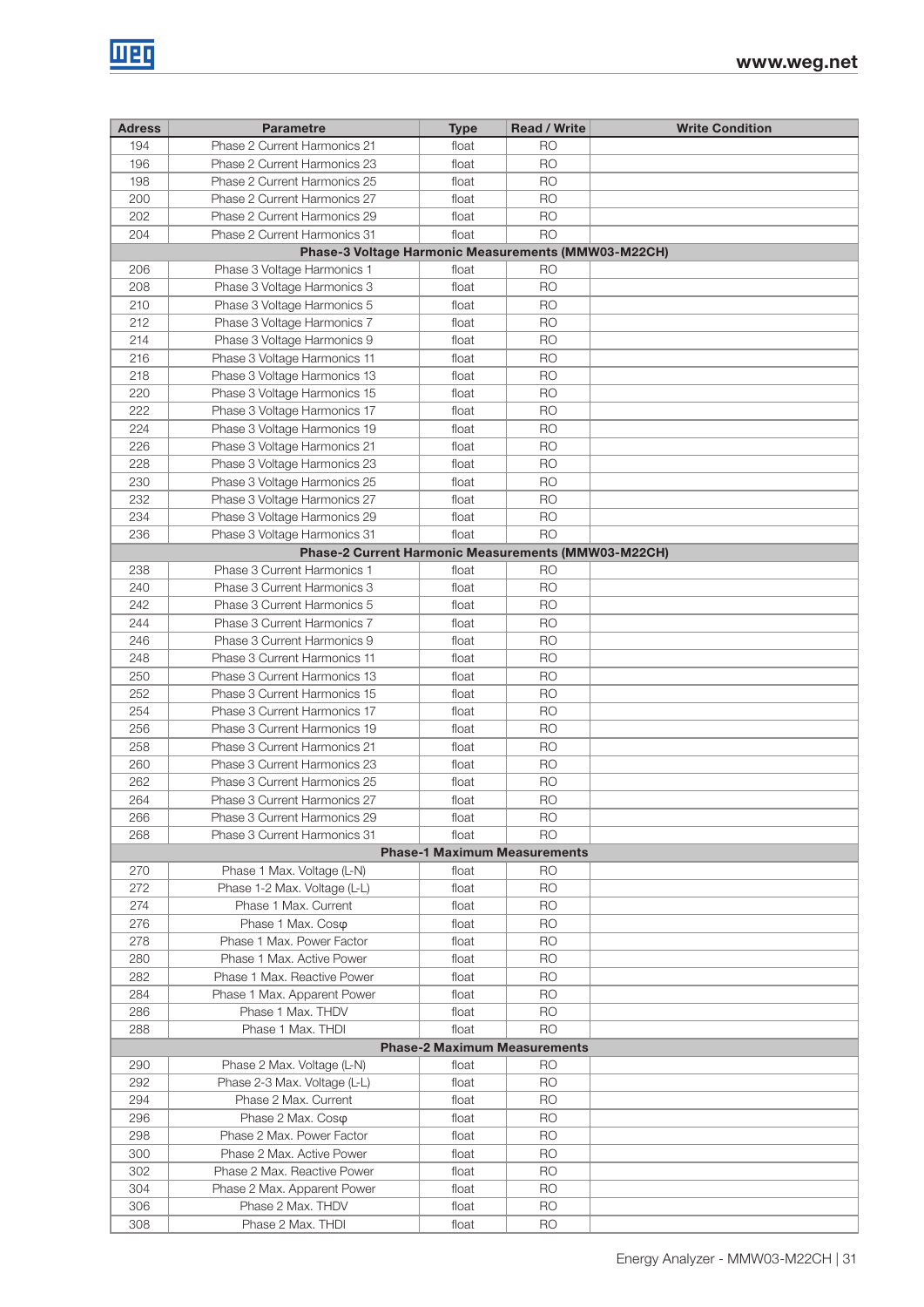| Adress | Parametre | Type | Read / Write | Write Condition |
|---|---|---|---|---|
| 194 | Phase 2 Current Harmonics 21 | float | RO | |
| 196 | Phase 2 Current Harmonics 23 | float | RO | |
| 198 | Phase 2 Current Harmonics 25 | float | RO | |
| 200 | Phase 2 Current Harmonics 27 | float | RO | |
| 202 | Phase 2 Current Harmonics 29 | float | RO | |
| 204 | Phase 2 Current Harmonics 31 | float | RO | |
| **Phase-3 Voltage Harmonic Measurements (MMW03-M22CH)** | | | | |
| 206 | Phase 3 Voltage Harmonics 1 | float | RO | |
| 208 | Phase 3 Voltage Harmonics 3 | float | RO | |
| 210 | Phase 3 Voltage Harmonics 5 | float | RO | |
| 212 | Phase 3 Voltage Harmonics 7 | float | RO | |
| 214 | Phase 3 Voltage Harmonics 9 | float | RO | |
| 216 | Phase 3 Voltage Harmonics 11 | float | RO | |
| 218 | Phase 3 Voltage Harmonics 13 | float | RO | |
| 220 | Phase 3 Voltage Harmonics 15 | float | RO | |
| 222 | Phase 3 Voltage Harmonics 17 | float | RO | |
| 224 | Phase 3 Voltage Harmonics 19 | float | RO | |
| 226 | Phase 3 Voltage Harmonics 21 | float | RO | |
| 228 | Phase 3 Voltage Harmonics 23 | float | RO | |
| 230 | Phase 3 Voltage Harmonics 25 | float | RO | |
| 232 | Phase 3 Voltage Harmonics 27 | float | RO | |
| 234 | Phase 3 Voltage Harmonics 29 | float | RO | |
| 236 | Phase 3 Voltage Harmonics 31 | float | RO | |
| **Phase-2 Current Harmonic Measurements (MMW03-M22CH)** | | | | |
| 238 | Phase 3 Current Harmonics 1 | float | RO | |
| 240 | Phase 3 Current Harmonics 3 | float | RO | |
| 242 | Phase 3 Current Harmonics 5 | float | RO | |
| 244 | Phase 3 Current Harmonics 7 | float | RO | |
| 246 | Phase 3 Current Harmonics 9 | float | RO | |
| 248 | Phase 3 Current Harmonics 11 | float | RO | |
| 250 | Phase 3 Current Harmonics 13 | float | RO | |
| 252 | Phase 3 Current Harmonics 15 | float | RO | |
| 254 | Phase 3 Current Harmonics 17 | float | RO | |
| 256 | Phase 3 Current Harmonics 19 | float | RO | |
| 258 | Phase 3 Current Harmonics 21 | float | RO | |
| 260 | Phase 3 Current Harmonics 23 | float | RO | |
| 262 | Phase 3 Current Harmonics 25 | float | RO | |
| 264 | Phase 3 Current Harmonics 27 | float | RO | |
| 266 | Phase 3 Current Harmonics 29 | float | RO | |
| 268 | Phase 3 Current Harmonics 31 | float | RO | |
| **Phase-1 Maximum Measurements** | | | | |
| 270 | Phase 1 Max. Voltage (L-N) | float | RO | |
| 272 | Phase 1-2 Max. Voltage (L-L) | float | RO | |
| 274 | Phase 1 Max. Current | float | RO | |
| 276 | Phase 1 Max. Cosφ | float | RO | |
| 278 | Phase 1 Max. Power Factor | float | RO | |
| 280 | Phase 1 Max. Active Power | float | RO | |
| 282 | Phase 1 Max. Reactive Power | float | RO | |
| 284 | Phase 1 Max. Apparent Power | float | RO | |
| 286 | Phase 1 Max. THDV | float | RO | |
| 288 | Phase 1 Max. THDI | float | RO | |
| **Phase-2 Maximum Measurements** | | | | |
| 290 | Phase 2 Max. Voltage (L-N) | float | RO | |
| 292 | Phase 2-3 Max. Voltage (L-L) | float | RO | |
| 294 | Phase 2 Max. Current | float | RO | |
| 296 | Phase 2 Max. Cosφ | float | RO | |
| 298 | Phase 2 Max. Power Factor | float | RO | |
| 300 | Phase 2 Max. Active Power | float | RO | |
| 302 | Phase 2 Max. Reactive Power | float | RO | |
| 304 | Phase 2 Max. Apparent Power | float | RO | |
| 306 | Phase 2 Max. THDV | float | RO | |
| 308 | Phase 2 Max. THDI | float | RO | |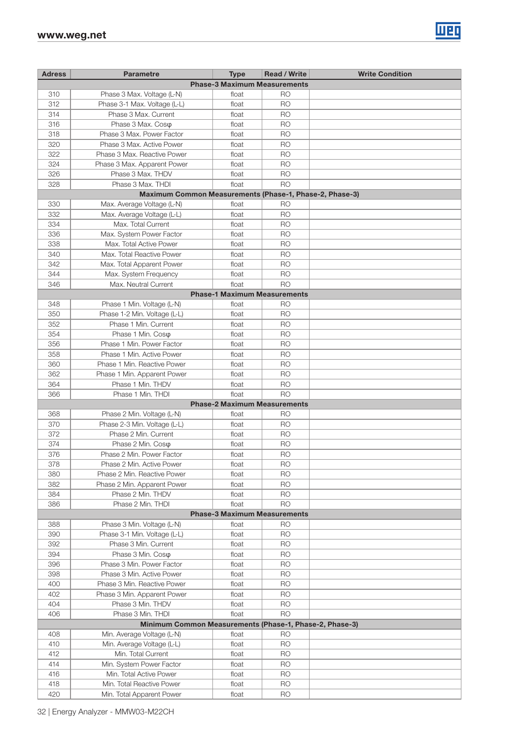| Adress | Parametre | Type | Read / Write | Write Condition |
|---|---|---|---|---|
| **Phase-3 Maximum Measurements** | | | | |
| 310 | Phase 3 Max. Voltage (L-N) | float | RO | |
| 312 | Phase 3-1 Max. Voltage (L-L) | float | RO | |
| 314 | Phase 3 Max. Current | float | RO | |
| 316 | Phase 3 Max. Cosφ | float | RO | |
| 318 | Phase 3 Max. Power Factor | float | RO | |
| 320 | Phase 3 Max. Active Power | float | RO | |
| 322 | Phase 3 Max. Reactive Power | float | RO | |
| 324 | Phase 3 Max. Apparent Power | float | RO | |
| 326 | Phase 3 Max. THDV | float | RO | |
| 328 | Phase 3 Max. THDI | float | RO | |
| **Maximum Common Measurements (Phase-1, Phase-2, Phase-3)** | | | | |
| 330 | Max. Average Voltage (L-N) | float | RO | |
| 332 | Max. Average Voltage (L-L) | float | RO | |
| 334 | Max. Total Current | float | RO | |
| 336 | Max. System Power Factor | float | RO | |
| 338 | Max. Total Active Power | float | RO | |
| 340 | Max. Total Reactive Power | float | RO | |
| 342 | Max. Total Apparent Power | float | RO | |
| 344 | Max. System Frequency | float | RO | |
| 346 | Max. Neutral Current | float | RO | |
| **Phase-1 Maximum Measurements** | | | | |
| 348 | Phase 1 Min. Voltage (L-N) | float | RO | |
| 350 | Phase 1-2 Min. Voltage (L-L) | float | RO | |
| 352 | Phase 1 Min. Current | float | RO | |
| 354 | Phase 1 Min. Cosφ | float | RO | |
| 356 | Phase 1 Min. Power Factor | float | RO | |
| 358 | Phase 1 Min. Active Power | float | RO | |
| 360 | Phase 1 Min. Reactive Power | float | RO | |
| 362 | Phase 1 Min. Apparent Power | float | RO | |
| 364 | Phase 1 Min. THDV | float | RO | |
| 366 | Phase 1 Min. THDI | float | RO | |
| **Phase-2 Maximum Measurements** | | | | |
| 368 | Phase 2 Min. Voltage (L-N) | float | RO | |
| 370 | Phase 2-3 Min. Voltage (L-L) | float | RO | |
| 372 | Phase 2 Min. Current | float | RO | |
| 374 | Phase 2 Min. Cosφ | float | RO | |
| 376 | Phase 2 Min. Power Factor | float | RO | |
| 378 | Phase 2 Min. Active Power | float | RO | |
| 380 | Phase 2 Min. Reactive Power | float | RO | |
| 382 | Phase 2 Min. Apparent Power | float | RO | |
| 384 | Phase 2 Min. THDV | float | RO | |
| 386 | Phase 2 Min. THDI | float | RO | |
| **Phase-3 Maximum Measurements** | | | | |
| 388 | Phase 3 Min. Voltage (L-N) | float | RO | |
| 390 | Phase 3-1 Min. Voltage (L-L) | float | RO | |
| 392 | Phase 3 Min. Current | float | RO | |
| 394 | Phase 3 Min. Cosφ | float | RO | |
| 396 | Phase 3 Min. Power Factor | float | RO | |
| 398 | Phase 3 Min. Active Power | float | RO | |
| 400 | Phase 3 Min. Reactive Power | float | RO | |
| 402 | Phase 3 Min. Apparent Power | float | RO | |
| 404 | Phase 3 Min. THDV | float | RO | |
| 406 | Phase 3 Min. THDI | float | RO | |
| **Minimum Common Measurements (Phase-1, Phase-2, Phase-3)** | | | | |
| 408 | Min. Average Voltage (L-N) | float | RO | |
| 410 | Min. Average Voltage (L-L) | float | RO | |
| 412 | Min. Total Current | float | RO | |
| 414 | Min. System Power Factor | float | RO | |
| 416 | Min. Total Active Power | float | RO | |
| 418 | Min. Total Reactive Power | float | RO | |
| 420 | Min. Total Apparent Power | float | RO | |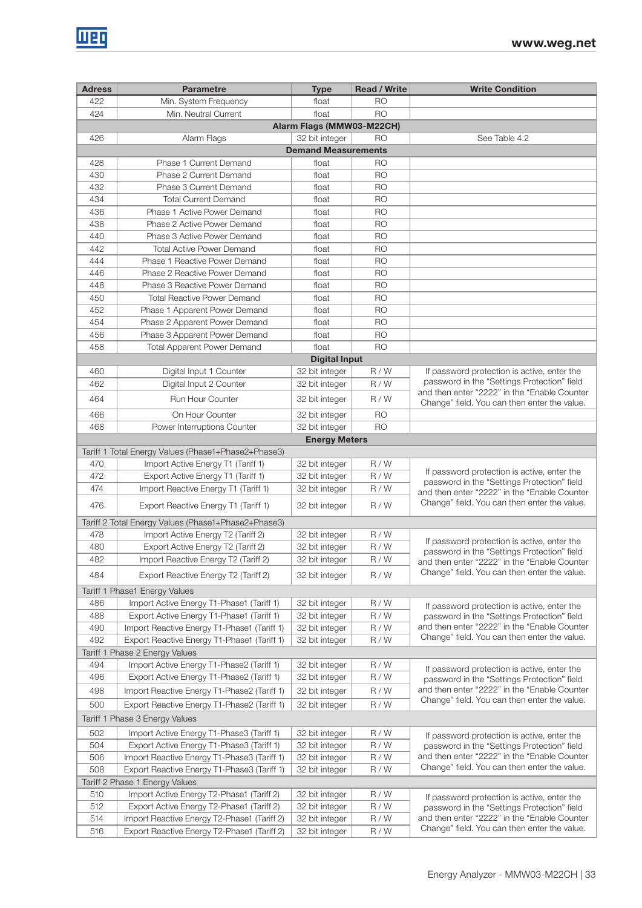| Adress | Parametre | Type | Read / Write | Write Condition |
|---|---|---|---|---|
| 422 | Min. System Frequency | float | RO | |
| 424 | Min. Neutral Current | float | RO | |
| **Alarm Flags (MMW03-M22CH)** | | | | |
| 426 | Alarm Flags | 32 bit integer | RO | See Table 4.2 |
| **Demand Measurements** | | | | |
| 428 | Phase 1 Current Demand | float | RO | |
| 430 | Phase 2 Current Demand | float | RO | |
| 432 | Phase 3 Current Demand | float | RO | |
| 434 | Total Current Demand | float | RO | |
| 436 | Phase 1 Active Power Demand | float | RO | |
| 438 | Phase 2 Active Power Demand | float | RO | |
| 440 | Phase 3 Active Power Demand | float | RO | |
| 442 | Total Active Power Demand | float | RO | |
| 444 | Phase 1 Reactive Power Demand | float | RO | |
| 446 | Phase 2 Reactive Power Demand | float | RO | |
| 448 | Phase 3 Reactive Power Demand | float | RO | |
| 450 | Total Reactive Power Demand | float | RO | |
| 452 | Phase 1 Apparent Power Demand | float | RO | |
| 454 | Phase 2 Apparent Power Demand | float | RO | |
| 456 | Phase 3 Apparent Power Demand | float | RO | |
| 458 | Total Apparent Power Demand | float | RO | |
| **Digital Input** | | | | |
| 460 | Digital Input 1 Counter | 32 bit integer | R / W | If password protection is active, enter the password in the "Settings Protection" field and then enter "2222" in the "Enable Counter Change" field. You can then enter the value. |
| 462 | Digital Input 2 Counter | 32 bit integer | R / W | |
| 464 | Run Hour Counter | 32 bit integer | R / W | |
| 466 | On Hour Counter | 32 bit integer | RO | |
| 468 | Power Interruptions Counter | 32 bit integer | RO | |
| **Energy Meters** | | | | |
| Tariff 1 Total Energy Values (Phase1+Phase2+Phase3) | | | | |
| 470 | Import Active Energy T1 (Tariff 1) | 32 bit integer | R / W | If password protection is active, enter the password in the "Settings Protection" field and then enter "2222" in the "Enable Counter Change" field. You can then enter the value. |
| 472 | Export Active Energy T1 (Tariff 1) | 32 bit integer | R / W | |
| 474 | Import Reactive Energy T1 (Tariff 1) | 32 bit integer | R / W | |
| 476 | Export Reactive Energy T1 (Tariff 1) | 32 bit integer | R / W | |
| Tariff 2 Total Energy Values (Phase1+Phase2+Phase3) | | | | |
| 478 | Import Active Energy T2 (Tariff 2) | 32 bit integer | R / W | If password protection is active, enter the password in the "Settings Protection" field and then enter "2222" in the "Enable Counter Change" field. You can then enter the value. |
| 480 | Export Active Energy T2 (Tariff 2) | 32 bit integer | R / W | |
| 482 | Import Reactive Energy T2 (Tariff 2) | 32 bit integer | R / W | |
| 484 | Export Reactive Energy T2 (Tariff 2) | 32 bit integer | R / W | |
| Tariff 1 Phase1 Energy Values | | | | |
| 486 | Import Active Energy T1-Phase1 (Tariff 1) | 32 bit integer | R / W | If password protection is active, enter the password in the "Settings Protection" field and then enter "2222" in the "Enable Counter Change" field. You can then enter the value. |
| 488 | Export Active Energy T1-Phase1 (Tariff 1) | 32 bit integer | R / W | |
| 490 | Import Reactive Energy T1-Phase1 (Tariff 1) | 32 bit integer | R / W | |
| 492 | Export Reactive Energy T1-Phase1 (Tariff 1) | 32 bit integer | R / W | |
| Tariff 1 Phase 2 Energy Values | | | | |
| 494 | Import Active Energy T1-Phase2 (Tariff 1) | 32 bit integer | R / W | If password protection is active, enter the password in the "Settings Protection" field and then enter "2222" in the "Enable Counter Change" field. You can then enter the value. |
| 496 | Export Active Energy T1-Phase2 (Tariff 1) | 32 bit integer | R / W | |
| 498 | Import Reactive Energy T1-Phase2 (Tariff 1) | 32 bit integer | R / W | |
| 500 | Export Reactive Energy T1-Phase2 (Tariff 1) | 32 bit integer | R / W | |
| Tariff 1 Phase 3 Energy Values | | | | |
| 502 | Import Active Energy T1-Phase3 (Tariff 1) | 32 bit integer | R / W | If password protection is active, enter the password in the "Settings Protection" field and then enter "2222" in the "Enable Counter Change" field. You can then enter the value. |
| 504 | Export Active Energy T1-Phase3 (Tariff 1) | 32 bit integer | R / W | |
| 506 | Import Reactive Energy T1-Phase3 (Tariff 1) | 32 bit integer | R / W | |
| 508 | Export Reactive Energy T1-Phase3 (Tariff 1) | 32 bit integer | R / W | |
| Tariff 2 Phase 1 Energy Values | | | | |
| 510 | Import Active Energy T2-Phase1 (Tariff 2) | 32 bit integer | R / W | If password protection is active, enter the password in the "Settings Protection" field and then enter "2222" in the "Enable Counter Change" field. You can then enter the value. |
| 512 | Export Active Energy T2-Phase1 (Tariff 2) | 32 bit integer | R / W | |
| 514 | Import Reactive Energy T2-Phase1 (Tariff 2) | 32 bit integer | R / W | |
| 516 | Export Reactive Energy T2-Phase1 (Tariff 2) | 32 bit integer | R / W | |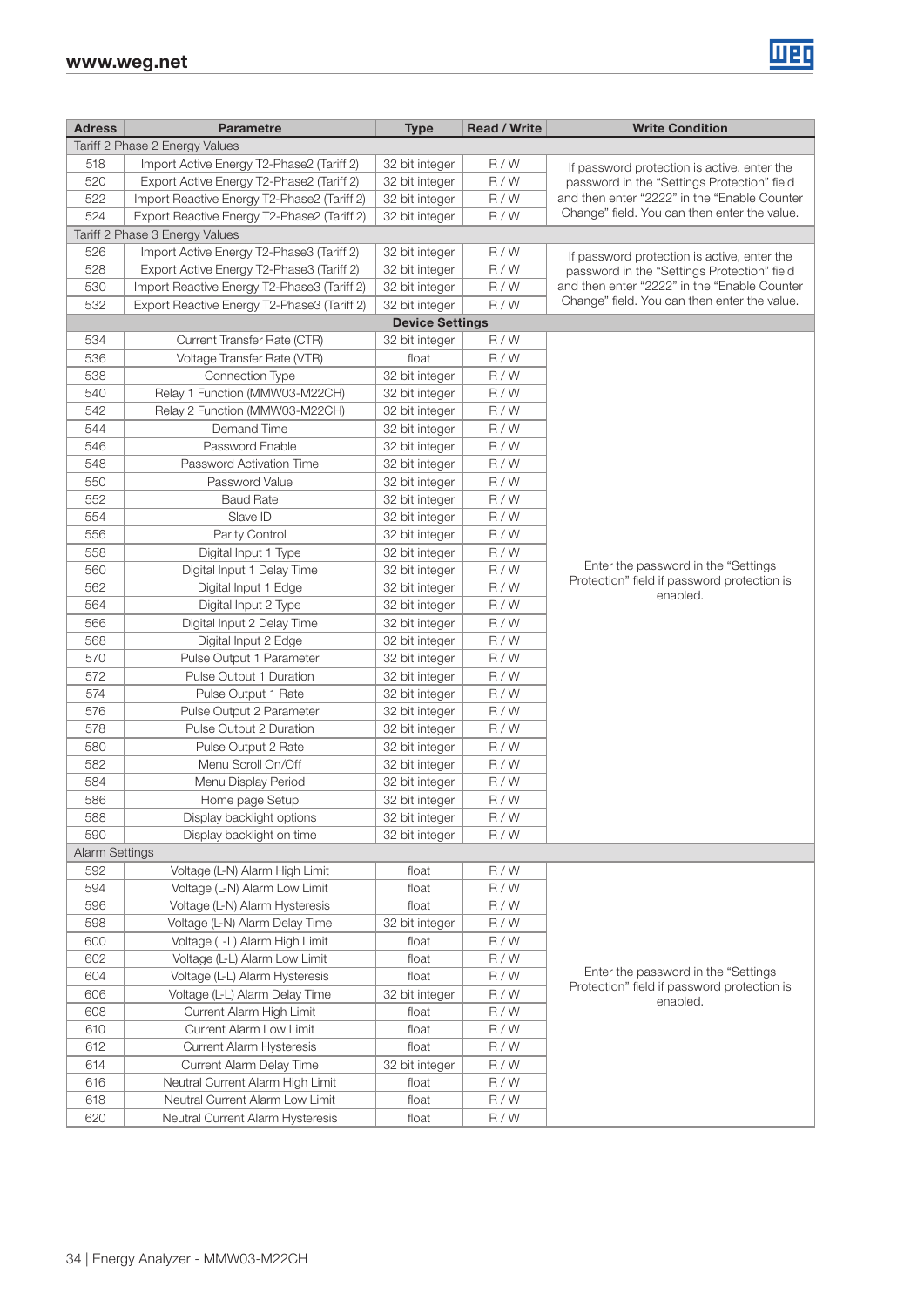| Adress | Parametre | Type | Read / Write | Write Condition |
|---|---|---|---|---|
| Tariff 2 Phase 2 Energy Values | | | | |
| 518 | Import Active Energy T2-Phase2 (Tariff 2) | 32 bit integer | R / W | If password protection is active, enter the password in the "Settings Protection" field and then enter "2222" in the "Enable Counter Change" field. You can then enter the value. |
| 520 | Export Active Energy T2-Phase2 (Tariff 2) | 32 bit integer | R / W | |
| 522 | Import Reactive Energy T2-Phase2 (Tariff 2) | 32 bit integer | R / W | |
| 524 | Export Reactive Energy T2-Phase2 (Tariff 2) | 32 bit integer | R / W | |
| Tariff 2 Phase 3 Energy Values | | | | |
| 526 | Import Active Energy T2-Phase3 (Tariff 2) | 32 bit integer | R / W | If password protection is active, enter the password in the "Settings Protection" field and then enter "2222" in the "Enable Counter Change" field. You can then enter the value. |
| 528 | Export Active Energy T2-Phase3 (Tariff 2) | 32 bit integer | R / W | |
| 530 | Import Reactive Energy T2-Phase3 (Tariff 2) | 32 bit integer | R / W | |
| 532 | Export Reactive Energy T2-Phase3 (Tariff 2) | 32 bit integer | R / W | |
| **Device Settings** | | | | |
| 534 | Current Transfer Rate (CTR) | 32 bit integer | R / W | Enter the password in the "Settings Protection" field if password protection is enabled. |
| 536 | Voltage Transfer Rate (VTR) | float | R / W | |
| 538 | Connection Type | 32 bit integer | R / W | |
| 540 | Relay 1 Function (MMW03-M22CH) | 32 bit integer | R / W | |
| 542 | Relay 2 Function (MMW03-M22CH) | 32 bit integer | R / W | |
| 544 | Demand Time | 32 bit integer | R / W | |
| 546 | Password Enable | 32 bit integer | R / W | |
| 548 | Password Activation Time | 32 bit integer | R / W | |
| 550 | Password Value | 32 bit integer | R / W | |
| 552 | Baud Rate | 32 bit integer | R / W | |
| 554 | Slave ID | 32 bit integer | R / W | |
| 556 | Parity Control | 32 bit integer | R / W | |
| 558 | Digital Input 1 Type | 32 bit integer | R / W | |
| 560 | Digital Input 1 Delay Time | 32 bit integer | R / W | |
| 562 | Digital Input 1 Edge | 32 bit integer | R / W | |
| 564 | Digital Input 2 Type | 32 bit integer | R / W | |
| 566 | Digital Input 2 Delay Time | 32 bit integer | R / W | |
| 568 | Digital Input 2 Edge | 32 bit integer | R / W | |
| 570 | Pulse Output 1 Parameter | 32 bit integer | R / W | |
| 572 | Pulse Output 1 Duration | 32 bit integer | R / W | |
| 574 | Pulse Output 1 Rate | 32 bit integer | R / W | |
| 576 | Pulse Output 2 Parameter | 32 bit integer | R / W | |
| 578 | Pulse Output 2 Duration | 32 bit integer | R / W | |
| 580 | Pulse Output 2 Rate | 32 bit integer | R / W | |
| 582 | Menu Scroll On/Off | 32 bit integer | R / W | |
| 584 | Menu Display Period | 32 bit integer | R / W | |
| 586 | Home page Setup | 32 bit integer | R / W | |
| 588 | Display backlight options | 32 bit integer | R / W | |
| 590 | Display backlight on time | 32 bit integer | R / W | |
| Alarm Settings | | | | |
| 592 | Voltage (L-N) Alarm High Limit | float | R / W | Enter the password in the "Settings Protection" field if password protection is enabled. |
| 594 | Voltage (L-N) Alarm Low Limit | float | R / W | |
| 596 | Voltage (L-N) Alarm Hysteresis | float | R / W | |
| 598 | Voltage (L-N) Alarm Delay Time | 32 bit integer | R / W | |
| 600 | Voltage (L-L) Alarm High Limit | float | R / W | |
| 602 | Voltage (L-L) Alarm Low Limit | float | R / W | |
| 604 | Voltage (L-L) Alarm Hysteresis | float | R / W | |
| 606 | Voltage (L-L) Alarm Delay Time | 32 bit integer | R / W | |
| 608 | Current Alarm High Limit | float | R / W | |
| 610 | Current Alarm Low Limit | float | R / W | |
| 612 | Current Alarm Hysteresis | float | R / W | |
| 614 | Current Alarm Delay Time | 32 bit integer | R / W | |
| 616 | Neutral Current Alarm High Limit | float | R / W | |
| 618 | Neutral Current Alarm Low Limit | float | R / W | |
| 620 | Neutral Current Alarm Hysteresis | float | R / W | |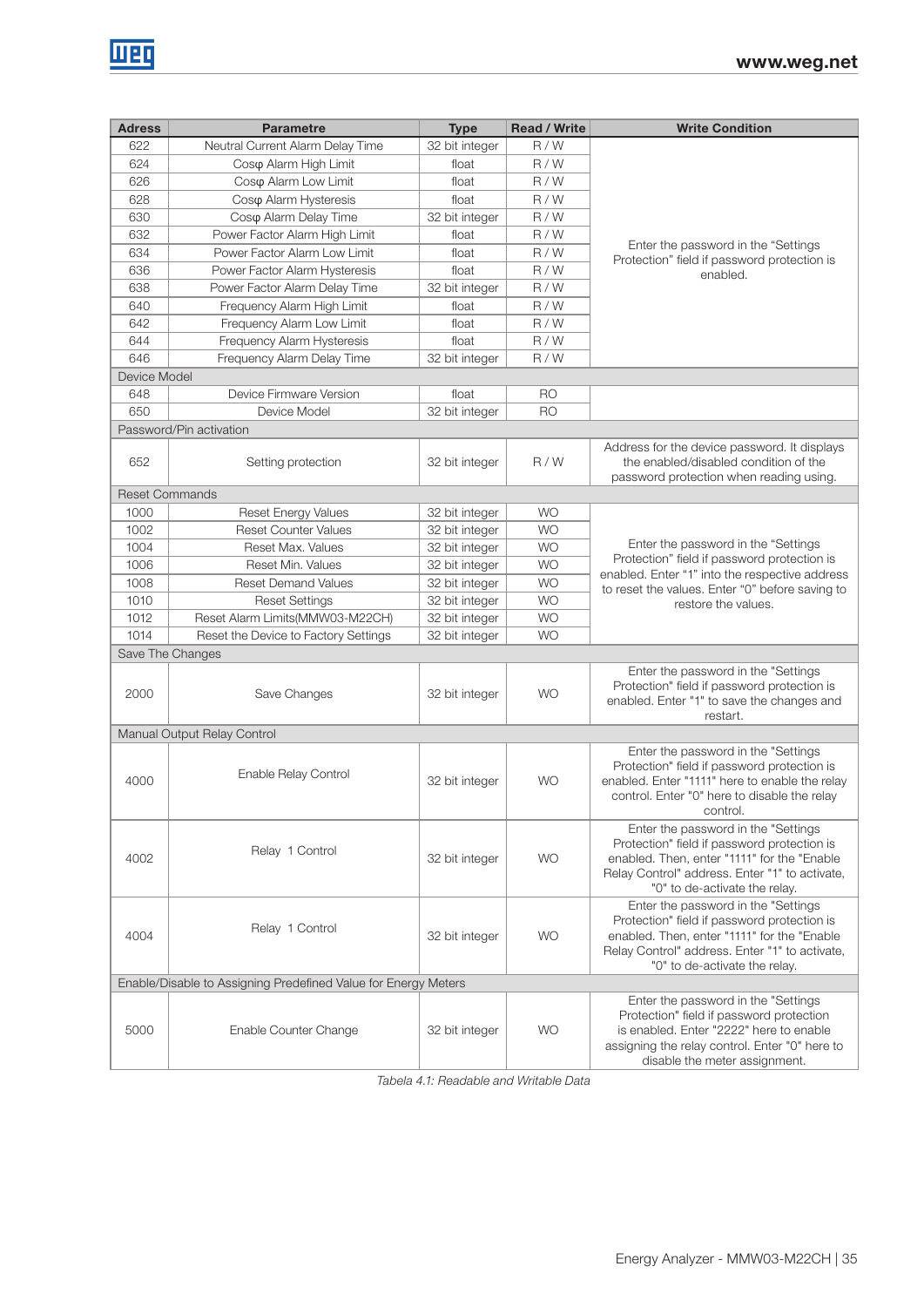| Adress | Parametre | Type | Read / Write | Write Condition |
|---|---|---|---|---|
| 622 | Neutral Current Alarm Delay Time | 32 bit integer | R / W | Enter the password in the "Settings Protection" field if password protection is enabled. |
| 624 | Cosφ Alarm High Limit | float | R / W | |
| 626 | Cosφ Alarm Low Limit | float | R / W | |
| 628 | Cosφ Alarm Hysteresis | float | R / W | |
| 630 | Cosφ Alarm Delay Time | 32 bit integer | R / W | |
| 632 | Power Factor Alarm High Limit | float | R / W | |
| 634 | Power Factor Alarm Low Limit | float | R / W | |
| 636 | Power Factor Alarm Hysteresis | float | R / W | |
| 638 | Power Factor Alarm Delay Time | 32 bit integer | R / W | |
| 640 | Frequency Alarm High Limit | float | R / W | |
| 642 | Frequency Alarm Low Limit | float | R / W | |
| 644 | Frequency Alarm Hysteresis | float | R / W | |
| 646 | Frequency Alarm Delay Time | 32 bit integer | R / W | |
| Device Model | | | | |
| 648 | Device Firmware Version | float | RO | |
| 650 | Device Model | 32 bit integer | RO | |
| Password/Pin activation | | | | |
| 652 | Setting protection | 32 bit integer | R / W | Address for the device password. It displays the enabled/disabled condition of the password protection when reading using. |
| Reset Commands | | | | |
| 1000 | Reset Energy Values | 32 bit integer | WO | Enter the password in the "Settings Protection" field if password protection is enabled. Enter "1" into the respective address to reset the values. Enter "0" before saving to restore the values. |
| 1002 | Reset Counter Values | 32 bit integer | WO | |
| 1004 | Reset Max. Values | 32 bit integer | WO | |
| 1006 | Reset Min. Values | 32 bit integer | WO | |
| 1008 | Reset Demand Values | 32 bit integer | WO | |
| 1010 | Reset Settings | 32 bit integer | WO | |
| 1012 | Reset Alarm Limits(MMW03-M22CH) | 32 bit integer | WO | |
| 1014 | Reset the Device to Factory Settings | 32 bit integer | WO | |
| Save The Changes | | | | |
| 2000 | Save Changes | 32 bit integer | WO | Enter the password in the "Settings Protection" field if password protection is enabled. Enter "1" to save the changes and restart. |
| Manual Output Relay Control | | | | |
| 4000 | Enable Relay Control | 32 bit integer | WO | Enter the password in the "Settings Protection" field if password protection is enabled. Enter "1111" here to enable the relay control. Enter "0" here to disable the relay control. |
| 4002 | Relay 1 Control | 32 bit integer | WO | Enter the password in the "Settings Protection" field if password protection is enabled. Then, enter "1111" for the "Enable Relay Control" address. Enter "1" to activate, "0" to de-activate the relay. |
| 4004 | Relay 1 Control | 32 bit integer | WO | Enter the password in the "Settings Protection" field if password protection is enabled. Then, enter "1111" for the "Enable Relay Control" address. Enter "1" to activate, "0" to de-activate the relay. |
| Enable/Disable to Assigning Predefined Value for Energy Meters | | | | |
| 5000 | Enable Counter Change | 32 bit integer | WO | Enter the password in the "Settings Protection" field if password protection is enabled. Enter "2222" here to enable assigning the relay control. Enter "0" here to disable the meter assignment. |

*Tabela 4.1: Readable and Writable Data*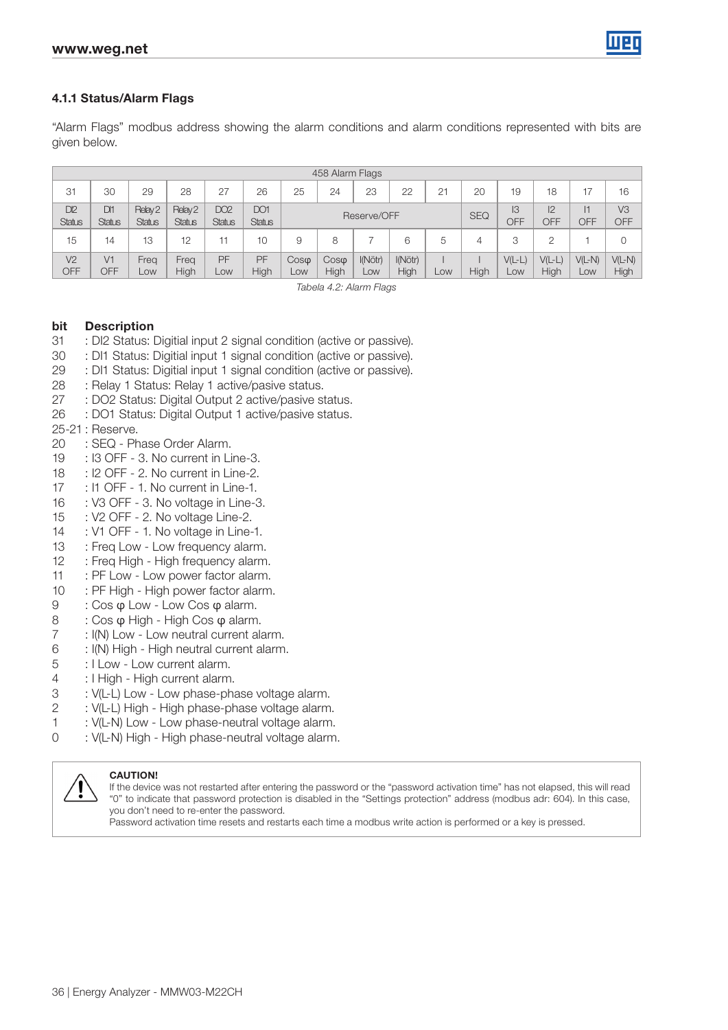### 4.1.1 Status/Alarm Flags

"Alarm Flags" modbus address showing the alarm conditions and alarm conditions represented with bits are given below.

| 458 Alarm Flags | | | | | | | | | | | | | | | |
|---|---|---|---|---|---|---|---|---|---|---|---|---|---|---|---|
| 31 | 30 | 29 | 28 | 27 | 26 | 25 | 24 | 23 | 22 | 21 | 20 | 19 | 18 | 17 | 16 |
| DI2 Status | DI1 Status | Relay2 Status | Relay2 Status | DO2 Status | DO1 Status | Reserve/OFF | | | | | SEQ | I3 OFF | I2 OFF | I1 OFF | V3 OFF |
| 15 | 14 | 13 | 12 | 11 | 10 | 9 | 8 | 7 | 6 | 5 | 4 | 3 | 2 | 1 | 0 |
| V2 OFF | V1 OFF | Freq Low | Freq High | PF Low | PF High | Cosφ Low | Cosφ High | I(Nötr) Low | I(Nötr) High | I Low | I High | V(L-L) Low | V(L-L) High | V(L-N) Low | V(L-N) High |

*Tabela 4.2: Alarm Flags*

**bit Description**

31 : DI2 Status: Digitial input 2 signal condition (active or passive).
30 : DI1 Status: Digitial input 1 signal condition (active or passive).
29 : DI1 Status: Digitial input 1 signal condition (active or passive).
28 : Relay 1 Status: Relay 1 active/pasive status.
27 : DO2 Status: Digital Output 2 active/pasive status.
26 : DO1 Status: Digital Output 1 active/pasive status.
25-21 : Reserve.
20 : SEQ - Phase Order Alarm.
19 : I3 OFF - 3. No current in Line-3.
18 : I2 OFF - 2. No current in Line-2.
17 : I1 OFF - 1. No current in Line-1.
16 : V3 OFF - 3. No voltage in Line-3.
15 : V2 OFF - 2. No voltage Line-2.
14 : V1 OFF - 1. No voltage in Line-1.
13 : Freq Low - Low frequency alarm.
12 : Freq High - High frequency alarm.
11 : PF Low - Low power factor alarm.
10 : PF High - High power factor alarm.
9 : Cos φ Low - Low Cos φ alarm.
8 : Cos φ High - High Cos φ alarm.
7 : I(N) Low - Low neutral current alarm.
6 : I(N) High - High neutral current alarm.
5 : I Low - Low current alarm.
4 : I High - High current alarm.
3 : V(L-L) Low - Low phase-phase voltage alarm.
2 : V(L-L) High - High phase-phase voltage alarm.
1 : V(L-N) Low - Low phase-neutral voltage alarm.
0 : V(L-N) High - High phase-neutral voltage alarm.

**CAUTION!**
If the device was not restarted after entering the password or the "password activation time" has not elapsed, this will read "0" to indicate that password protection is disabled in the "Settings protection" address (modbus adr: 604). In this case, you don't need to re-enter the password.
Password activation time resets and restarts each time a modbus write action is performed or a key is pressed.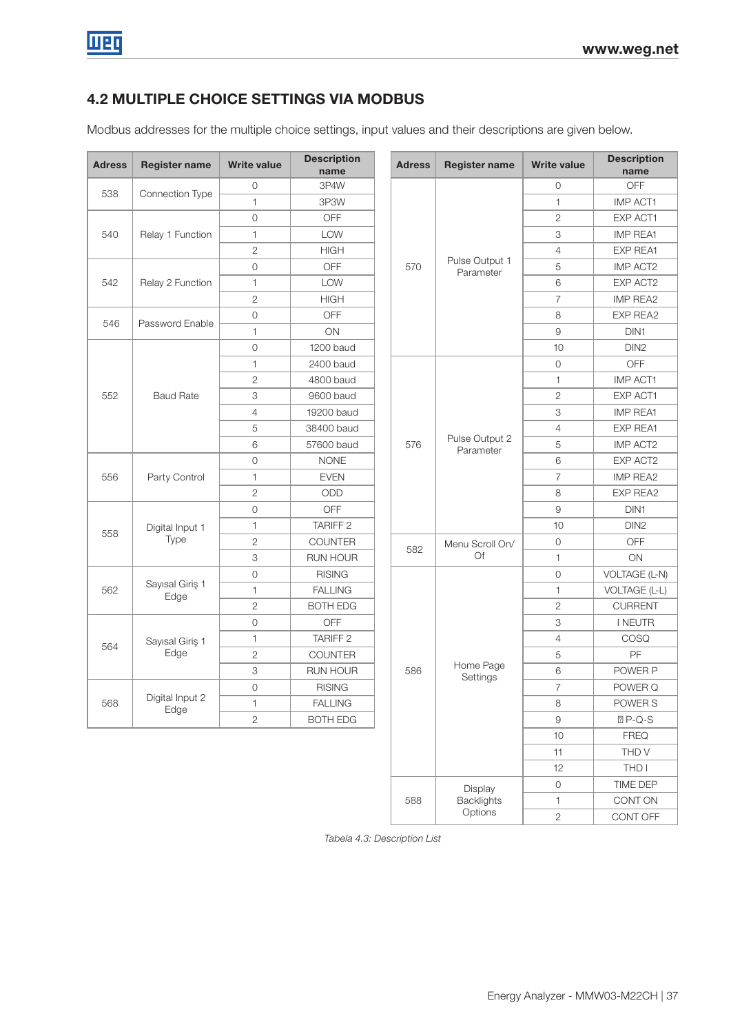## 4.2 MULTIPLE CHOICE SETTINGS VIA MODBUS

Modbus addresses for the multiple choice settings, input values and their descriptions are given below.

| Adress | Register name | Write value | Description name |
|---|---|---|---|
| 538 | Connection Type | 0 | 3P4W |
| | | 1 | 3P3W |
| 540 | Relay 1 Function | 0 | OFF |
| | | 1 | LOW |
| | | 2 | HIGH |
| 542 | Relay 2 Function | 0 | OFF |
| | | 1 | LOW |
| | | 2 | HIGH |
| 546 | Password Enable | 0 | OFF |
| | | 1 | ON |
| 552 | Baud Rate | 0 | 1200 baud |
| | | 1 | 2400 baud |
| | | 2 | 4800 baud |
| | | 3 | 9600 baud |
| | | 4 | 19200 baud |
| | | 5 | 38400 baud |
| | | 6 | 57600 baud |
| 556 | Party Control | 0 | NONE |
| | | 1 | EVEN |
| | | 2 | ODD |
| 558 | Digital Input 1 Type | 0 | OFF |
| | | 1 | TARIFF 2 |
| | | 2 | COUNTER |
| | | 3 | RUN HOUR |
| 562 | Sayısal Giriş 1 Edge | 0 | RISING |
| | | 1 | FALLING |
| | | 2 | BOTH EDG |
| 564 | Sayısal Giriş 1 Edge | 0 | OFF |
| | | 1 | TARIFF 2 |
| | | 2 | COUNTER |
| | | 3 | RUN HOUR |
| 568 | Digital Input 2 Edge | 0 | RISING |
| | | 1 | FALLING |
| | | 2 | BOTH EDG |

| Adress | Register name | Write value | Description name |
|---|---|---|---|
| 570 | Pulse Output 1 Parameter | 0 | OFF |
| | | 1 | IMP ACT1 |
| | | 2 | EXP ACT1 |
| | | 3 | IMP REA1 |
| | | 4 | EXP REA1 |
| | | 5 | IMP ACT2 |
| | | 6 | EXP ACT2 |
| | | 7 | IMP REA2 |
| | | 8 | EXP REA2 |
| | | 9 | DIN1 |
| | | 10 | DIN2 |
| 576 | Pulse Output 2 Parameter | 0 | OFF |
| | | 1 | IMP ACT1 |
| | | 2 | EXP ACT1 |
| | | 3 | IMP REA1 |
| | | 4 | EXP REA1 |
| | | 5 | IMP ACT2 |
| | | 6 | EXP ACT2 |
| | | 7 | IMP REA2 |
| | | 8 | EXP REA2 |
| | | 9 | DIN1 |
| | | 10 | DIN2 |
| 582 | Menu Scroll On/Of | 0 | OFF |
| | | 1 | ON |
| 586 | Home Page Settings | 0 | VOLTAGE (L-N) |
| | | 1 | VOLTAGE (L-L) |
| | | 2 | CURRENT |
| | | 3 | I NEUTR |
| | | 4 | COSQ |
| | | 5 | PF |
| | | 6 | POWER P |
| | | 7 | POWER Q |
| | | 8 | POWER S |
| | | 9 | ⍰ P-Q-S |
| | | 10 | FREQ |
| | | 11 | THD V |
| | | 12 | THD I |
| 588 | Display Backlights Options | 0 | TIME DEP |
| | | 1 | CONT ON |
| | | 2 | CONT OFF |

*Tabela 4.3: Description List*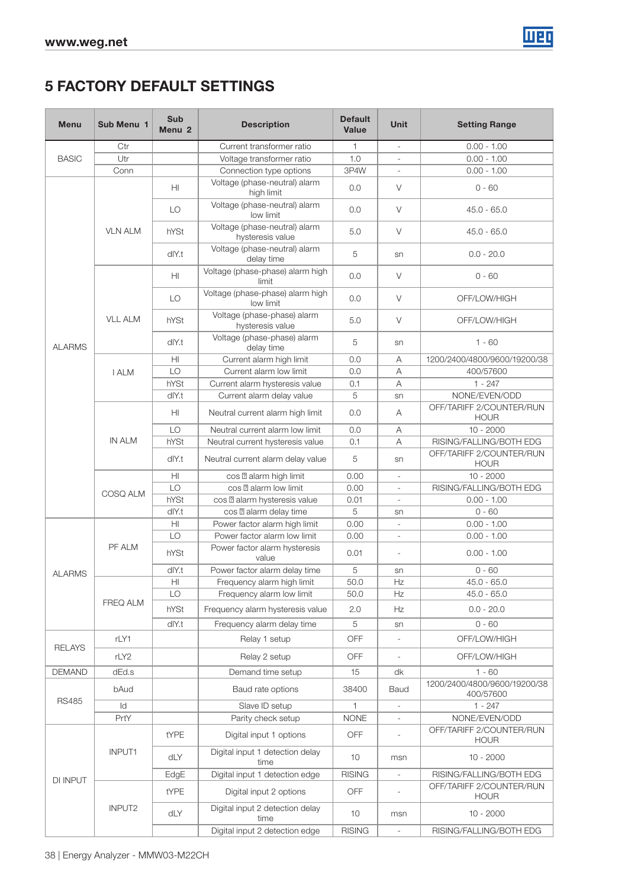# 5 FACTORY DEFAULT SETTINGS

| Menu | Sub Menu 1 | Sub Menu 2 | Description | Default Value | Unit | Setting Range |
|---|---|---|---|---|---|---|
| BASIC | Ctr | | Current transformer ratio | 1 | - | 0.00 - 1.00 |
| | Utr | | Voltage transformer ratio | 1.0 | - | 0.00 - 1.00 |
| | Conn | | Connection type options | 3P4W | - | 0.00 - 1.00 |
| ALARMS | VLN ALM | HI | Voltage (phase-neutral) alarm high limit | 0.0 | V | 0 - 60 |
| | | LO | Voltage (phase-neutral) alarm low limit | 0.0 | V | 45.0 - 65.0 |
| | | hYSt | Voltage (phase-neutral) alarm hysteresis value | 5.0 | V | 45.0 - 65.0 |
| | | dlY.t | Voltage (phase-neutral) alarm delay time | 5 | sn | 0.0 - 20.0 |
| | VLL ALM | HI | Voltage (phase-phase) alarm high limit | 0.0 | V | 0 - 60 |
| | | LO | Voltage (phase-phase) alarm high low limit | 0.0 | V | OFF/LOW/HIGH |
| | | hYSt | Voltage (phase-phase) alarm hysteresis value | 5.0 | V | OFF/LOW/HIGH |
| | | dlY.t | Voltage (phase-phase) alarm delay time | 5 | sn | 1 - 60 |
| | I ALM | HI | Current alarm high limit | 0.0 | A | 1200/2400/4800/9600/19200/38 |
| | | LO | Current alarm low limit | 0.0 | A | 400/57600 |
| | | hYSt | Current alarm hysteresis value | 0.1 | A | 1 - 247 |
| | | dlY.t | Current alarm delay value | 5 | sn | NONE/EVEN/ODD |
| | IN ALM | HI | Neutral current alarm high limit | 0.0 | A | OFF/TARIFF 2/COUNTER/RUN HOUR |
| | | LO | Neutral current alarm low limit | 0.0 | A | 10 - 2000 |
| | | hYSt | Neutral current hysteresis value | 0.1 | A | RISING/FALLING/BOTH EDG |
| | | dlY.t | Neutral current alarm delay value | 5 | sn | OFF/TARIFF 2/COUNTER/RUN HOUR |
| | COSQ ALM | HI | cos ▯ alarm high limit | 0.00 | - | 10 - 2000 |
| | | LO | cos ▯ alarm low limit | 0.00 | - | RISING/FALLING/BOTH EDG |
| | | hYSt | cos ▯ alarm hysteresis value | 0.01 | - | 0.00 - 1.00 |
| | | dlY.t | cos ▯ alarm delay time | 5 | sn | 0 - 60 |
| ALARMS | PF ALM | HI | Power factor alarm high limit | 0.00 | - | 0.00 - 1.00 |
| | | LO | Power factor alarm low limit | 0.00 | - | 0.00 - 1.00 |
| | | hYSt | Power factor alarm hysteresis value | 0.01 | - | 0.00 - 1.00 |
| | | dlY.t | Power factor alarm delay time | 5 | sn | 0 - 60 |
| | FREQ ALM | HI | Frequency alarm high limit | 50.0 | Hz | 45.0 - 65.0 |
| | | LO | Frequency alarm low limit | 50.0 | Hz | 45.0 - 65.0 |
| | | hYSt | Frequency alarm hysteresis value | 2.0 | Hz | 0.0 - 20.0 |
| | | dlY.t | Frequency alarm delay time | 5 | sn | 0 - 60 |
| RELAYS | rLY1 | | Relay 1 setup | OFF | - | OFF/LOW/HIGH |
| | rLY2 | | Relay 2 setup | OFF | - | OFF/LOW/HIGH |
| DEMAND | dEd.s | | Demand time setup | 15 | dk | 1 - 60 |
| RS485 | bAud | | Baud rate options | 38400 | Baud | 1200/2400/4800/9600/19200/38 400/57600 |
| | Id | | Slave ID setup | 1 | - | 1 - 247 |
| | PrtY | | Parity check setup | NONE | - | NONE/EVEN/ODD |
| DI INPUT | INPUT1 | tYPE | Digital input 1 options | OFF | - | OFF/TARIFF 2/COUNTER/RUN HOUR |
| | | dLY | Digital input 1 detection delay time | 10 | msn | 10 - 2000 |
| | | EdgE | Digital input 1 detection edge | RISING | - | RISING/FALLING/BOTH EDG |
| | INPUT2 | tYPE | Digital input 2 options | OFF | - | OFF/TARIFF 2/COUNTER/RUN HOUR |
| | | dLY | Digital input 2 detection delay time | 10 | msn | 10 - 2000 |
| | | | Digital input 2 detection edge | RISING | - | RISING/FALLING/BOTH EDG |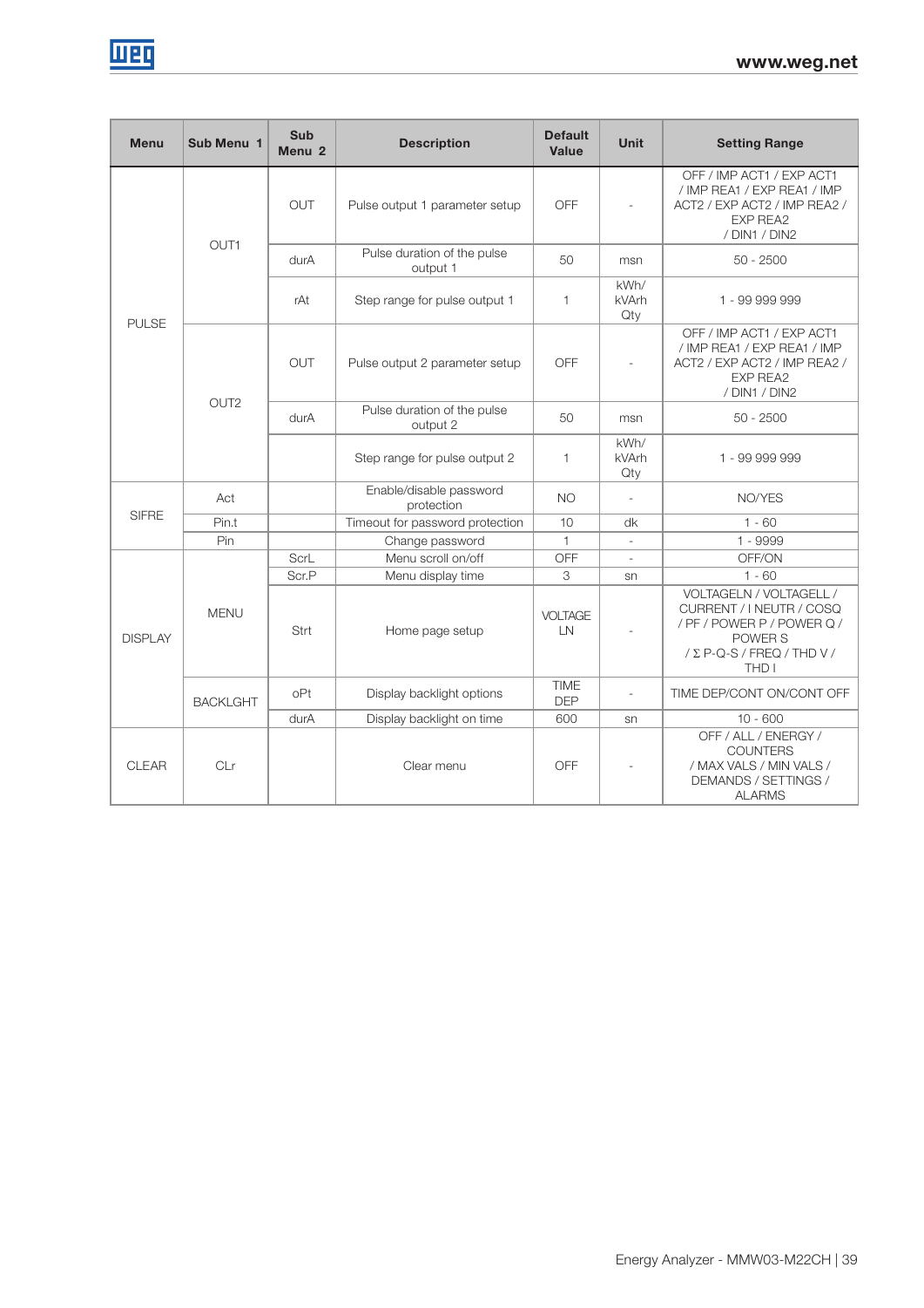| Menu | Sub Menu 1 | Sub Menu 2 | Description | Default Value | Unit | Setting Range |
|---|---|---|---|---|---|---|
| PULSE | OUT1 | OUT | Pulse output 1 parameter setup | OFF | - | OFF / IMP ACT1 / EXP ACT1 / IMP REA1 / EXP REA1 / IMP ACT2 / EXP ACT2 / IMP REA2 / EXP REA2 / DIN1 / DIN2 |
| | | durA | Pulse duration of the pulse output 1 | 50 | msn | 50 - 2500 |
| | | rAt | Step range for pulse output 1 | 1 | kWh/ kVArh Qty | 1 - 99 999 999 |
| | OUT2 | OUT | Pulse output 2 parameter setup | OFF | - | OFF / IMP ACT1 / EXP ACT1 / IMP REA1 / EXP REA1 / IMP ACT2 / EXP ACT2 / IMP REA2 / EXP REA2 / DIN1 / DIN2 |
| | | durA | Pulse duration of the pulse output 2 | 50 | msn | 50 - 2500 |
| | | | Step range for pulse output 2 | 1 | kWh/ kVArh Qty | 1 - 99 999 999 |
| SIFRE | Act | | Enable/disable password protection | NO | - | NO/YES |
| | Pin.t | | Timeout for password protection | 10 | dk | 1 - 60 |
| | Pin | | Change password | 1 | - | 1 - 9999 |
| DISPLAY | MENU | ScrL | Menu scroll on/off | OFF | - | OFF/ON |
| | | Scr.P | Menu display time | 3 | sn | 1 - 60 |
| | | Strt | Home page setup | VOLTAGE LN | - | VOLTAGELN / VOLTAGELL / CURRENT / I NEUTR / COSQ / PF / POWER P / POWER Q / POWER S / Σ P-Q-S / FREQ / THD V / THD I |
| | BACKLGHT | oPt | Display backlight options | TIME DEP | - | TIME DEP/CONT ON/CONT OFF |
| | | durA | Display backlight on time | 600 | sn | 10 - 600 |
| CLEAR | CLr | | Clear menu | OFF | - | OFF / ALL / ENERGY / COUNTERS / MAX VALS / MIN VALS / DEMANDS / SETTINGS / ALARMS |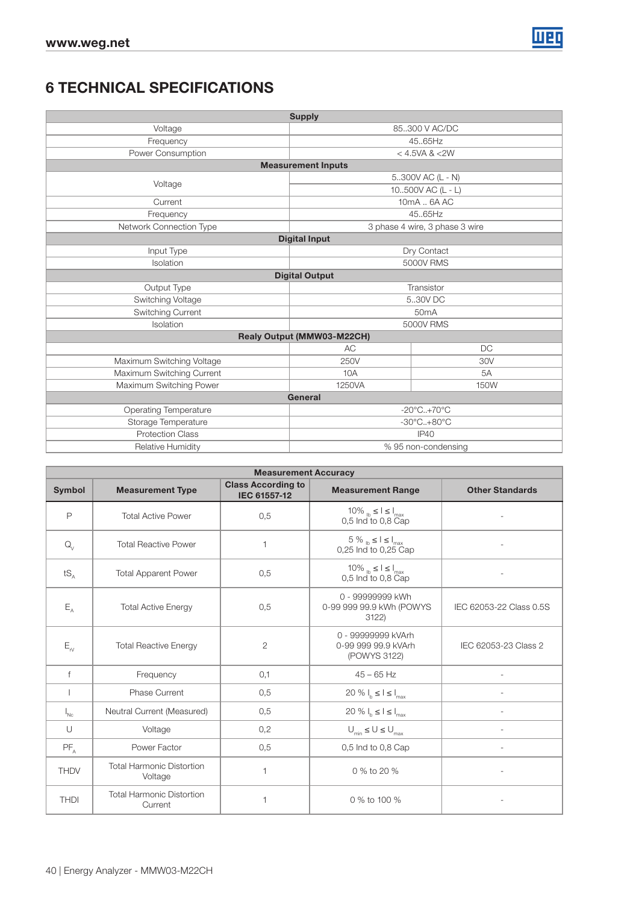# 6 TECHNICAL SPECIFICATIONS

| Supply | | |
|---|---|---|
| Voltage | 85..300 V AC/DC | |
| Frequency | 45..65Hz | |
| Power Consumption | < 4.5VA & <2W | |
| **Measurement Inputs** | | |
| Voltage | 5..300V AC (L - N) | |
| | 10..500V AC (L - L) | |
| Current | 10mA .. 6A AC | |
| Frequency | 45..65Hz | |
| Network Connection Type | 3 phase 4 wire, 3 phase 3 wire | |
| **Digital Input** | | |
| Input Type | Dry Contact | |
| Isolation | 5000V RMS | |
| **Digital Output** | | |
| Output Type | Transistor | |
| Switching Voltage | 5..30V DC | |
| Switching Current | 50mA | |
| Isolation | 5000V RMS | |
| **Realy Output (MMW03-M22CH)** | | |
| | AC | DC |
| Maximum Switching Voltage | 250V | 30V |
| Maximum Switching Current | 10A | 5A |
| Maximum Switching Power | 1250VA | 150W |
| **General** | | |
| Operating Temperature | -20°C..+70°C | |
| Storage Temperature | -30°C..+80°C | |
| Protection Class | IP40 | |
| Relative Humidity | % 95 non-condensing | |

| Measurement Accuracy | | | | |
|---|---|---|---|---|
| **Symbol** | **Measurement Type** | **Class According to IEC 61557-12** | **Measurement Range** | **Other Standards** |
| P | Total Active Power | 0,5 | 10% $_{Ib}$ ≤ I ≤ $I_{max}$ 0,5 Ind to 0,8 Cap | - |
| $Q_V$ | Total Reactive Power | 1 | 5 % $_{Ib}$ ≤ I ≤ $I_{max}$ 0,25 Ind to 0,25 Cap | - |
| $tS_A$ | Total Apparent Power | 0,5 | 10% $_{Ib}$ ≤ I ≤ $I_{max}$ 0,5 Ind to 0,8 Cap | - |
| $E_A$ | Total Active Energy | 0,5 | 0 - 99999999 kWh 0-99 999 99.9 kWh (POWYS 3122) | IEC 62053-22 Class 0.5S |
| $E_{rV}$ | Total Reactive Energy | 2 | 0 - 99999999 kVArh 0-99 999 99.9 kVArh (POWYS 3122) | IEC 62053-23 Class 2 |
| f | Frequency | 0,1 | 45 – 65 Hz | - |
| I | Phase Current | 0,5 | 20 % $I_b$ ≤ I ≤ $I_{max}$ | - |
| $I_{Nc}$ | Neutral Current (Measured) | 0,5 | 20 % $I_b$ ≤ I ≤ $I_{max}$ | - |
| U | Voltage | 0,2 | $U_{min}$ ≤ U ≤ $U_{max}$ | - |
| $PF_A$ | Power Factor | 0,5 | 0,5 Ind to 0,8 Cap | - |
| THDV | Total Harmonic Distortion Voltage | 1 | 0 % to 20 % | - |
| THDI | Total Harmonic Distortion Current | 1 | 0 % to 100 % | - |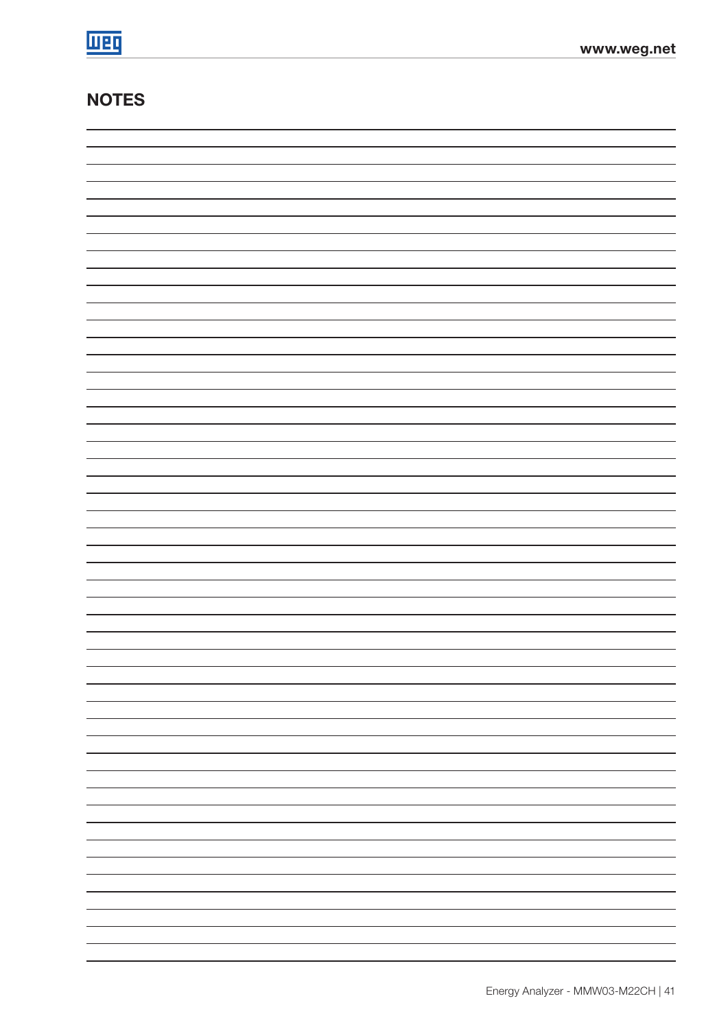## NOTES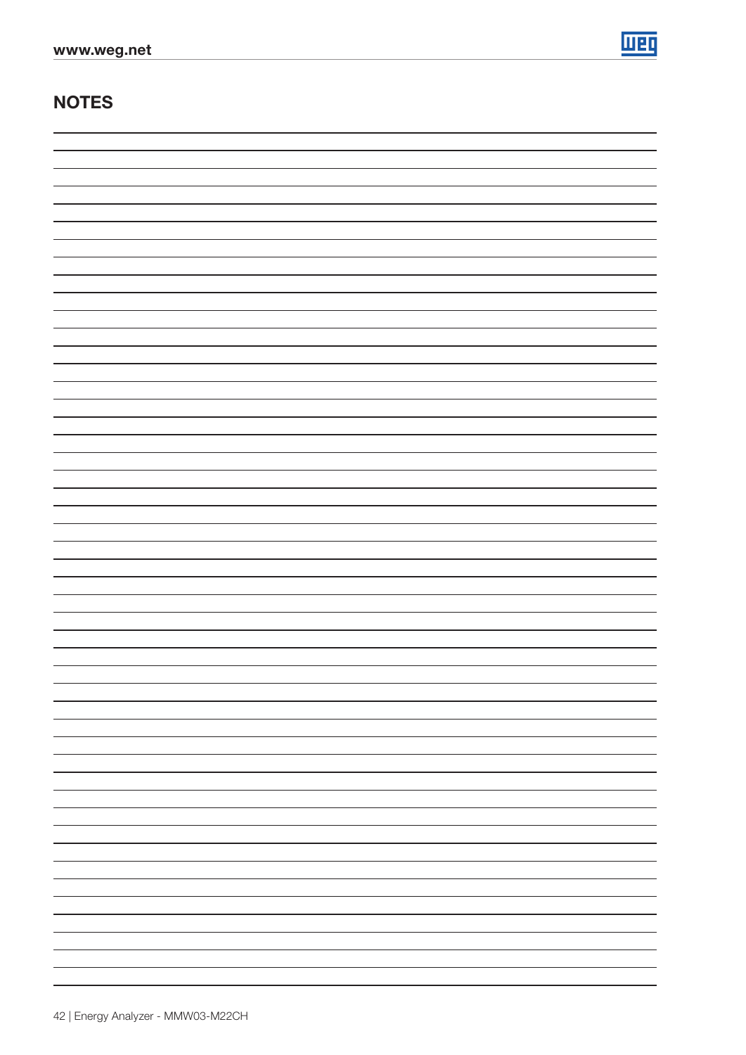## NOTES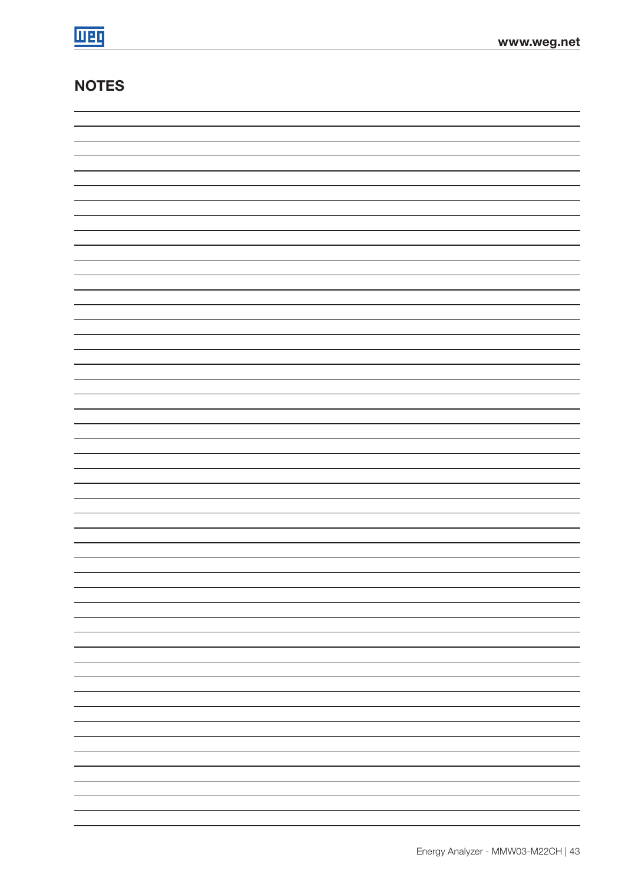## NOTES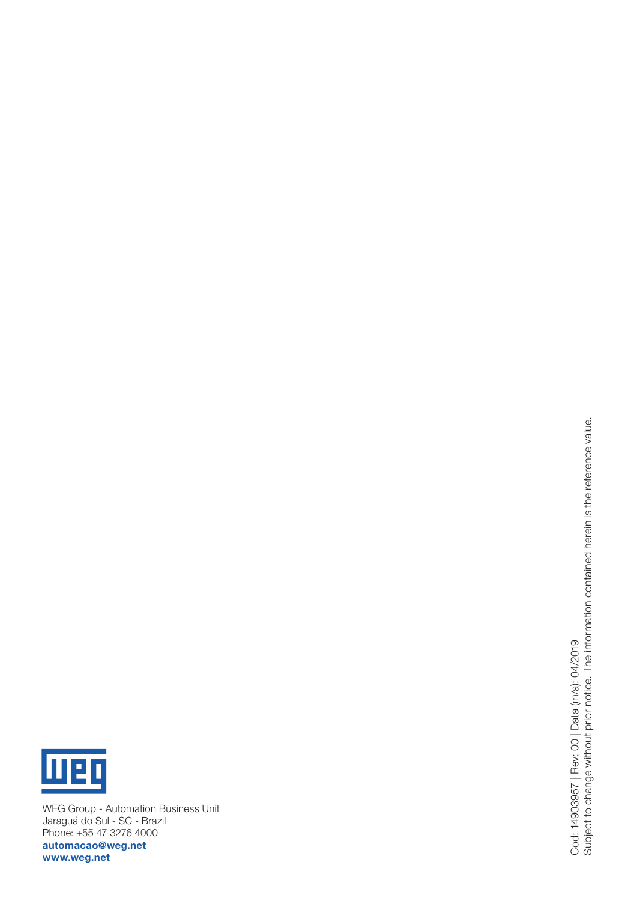WEG Group - Automation Business Unit
Jaraguá do Sul - SC - Brazil
Phone: +55 47 3276 4000
**automacao@weg.net**
**www.weg.net**

Cod: 14903957 | Rev: 00 | Data (m/a): 04/2019
Subject to change without prior notice. The information contained herein is the reference value.